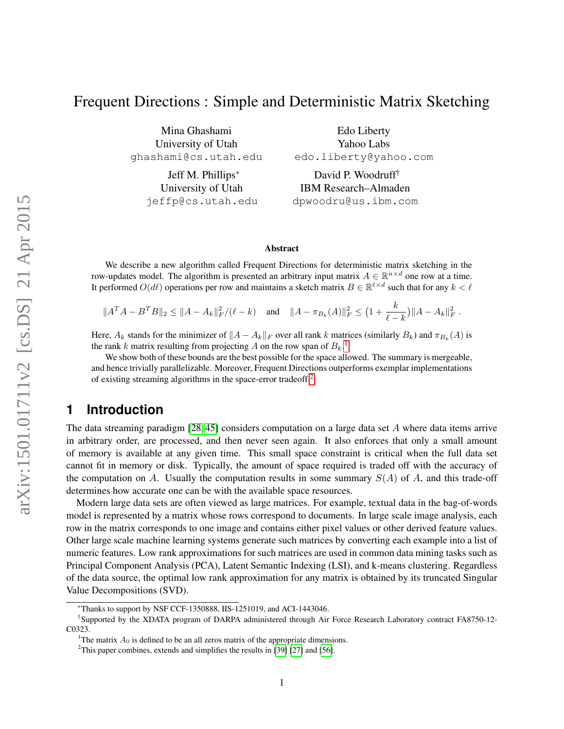# Frequent Directions : Simple and Deterministic Matrix Sketching

Mina Ghashami
University of Utah
ghashami@cs.utah.edu

Edo Liberty
Yahoo Labs
edo.liberty@yahoo.com

Jeff M. Phillips[*]
University of Utah
jeffp@cs.utah.edu

David P. Woodruff[†]
IBM Research–Almaden
dpwoodru@us.ibm.com

### Abstract

We describe a new algorithm called Frequent Directions for deterministic matrix sketching in the row-updates model. The algorithm is presented an arbitrary input matrix $A \in \mathbb{R}^{n \times d}$ one row at a time. It performed $O(d\ell)$ operations per row and maintains a sketch matrix $B \in \mathbb{R}^{\ell \times d}$ such that for any $k < \ell$

$$\|A^T A - B^T B\|_2 \leq \|A - A_k\|_F^2 / (\ell - k) \quad \text{and} \quad \|A - \pi_{B_k}(A)\|_F^2 \leq \big(1 + \frac{k}{\ell - k}\big) \|A - A_k\|_F^2 \,.$$

Here, $A_k$ stands for the minimizer of $\|A - A_k\|_F$ over all rank $k$ matrices (similarly $B_k$) and $\pi_{B_k}(A)$ is the rank $k$ matrix resulting from projecting $A$ on the row span of $B_k$.[1]

We show both of these bounds are the best possible for the space allowed. The summary is mergeable, and hence trivially parallelizable. Moreover, Frequent Directions outperforms exemplar implementations of existing streaming algorithms in the space-error tradeoff.[2]

## 1 Introduction

The data streaming paradigm [28, 45] considers computation on a large data set $A$ where data items arrive in arbitrary order, are processed, and then never seen again. It also enforces that only a small amount of memory is available at any given time. This small space constraint is critical when the full data set cannot fit in memory or disk. Typically, the amount of space required is traded off with the accuracy of the computation on $A$. Usually the computation results in some summary $S(A)$ of $A$, and this trade-off determines how accurate one can be with the available space resources.

Modern large data sets are often viewed as large matrices. For example, textual data in the bag-of-words model is represented by a matrix whose rows correspond to documents. In large scale image analysis, each row in the matrix corresponds to one image and contains either pixel values or other derived feature values. Other large scale machine learning systems generate such matrices by converting each example into a list of numeric features. Low rank approximations for such matrices are used in common data mining tasks such as Principal Component Analysis (PCA), Latent Semantic Indexing (LSI), and k-means clustering. Regardless of the data source, the optimal low rank approximation for any matrix is obtained by its truncated Singular Value Decompositions (SVD).

---

[*] Thanks to support by NSF CCF-1350888, IIS-1251019, and ACI-1443046.

[†] Supported by the XDATA program of DARPA administered through Air Force Research Laboratory contract FA8750-12-C0323.

[1] The matrix $A_0$ is defined to be an all zeros matrix of the appropriate dimensions.

[2] This paper combines, extends and simplifies the results in [39] [27] and [56].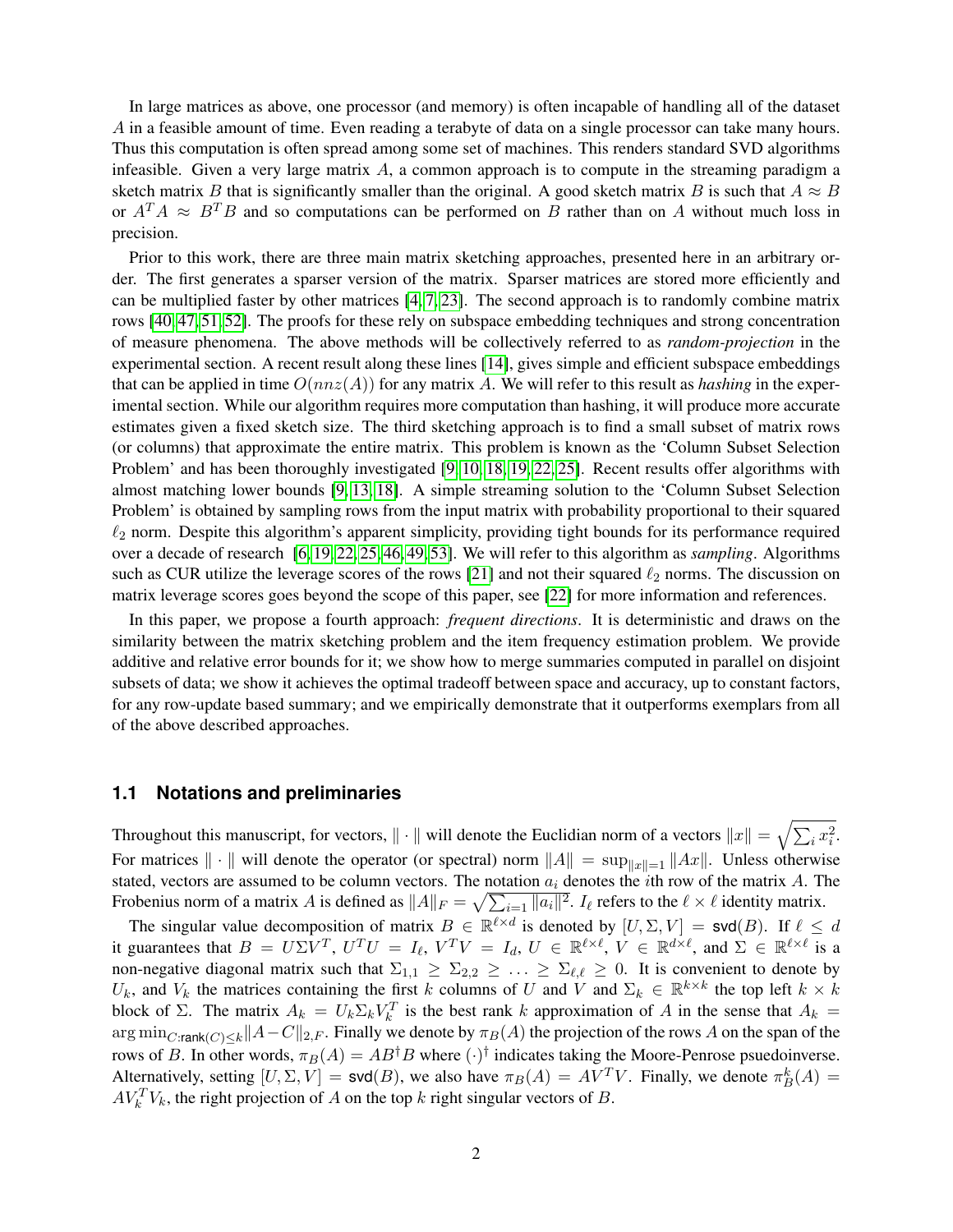In large matrices as above, one processor (and memory) is often incapable of handling all of the dataset $A$ in a feasible amount of time. Even reading a terabyte of data on a single processor can take many hours. Thus this computation is often spread among some set of machines. This renders standard SVD algorithms infeasible. Given a very large matrix $A$, a common approach is to compute in the streaming paradigm a sketch matrix $B$ that is significantly smaller than the original. A good sketch matrix $B$ is such that $A \approx B$ or $A^T A \approx B^T B$ and so computations can be performed on $B$ rather than on $A$ without much loss in precision.

Prior to this work, there are three main matrix sketching approaches, presented here in an arbitrary order. The first generates a sparser version of the matrix. Sparser matrices are stored more efficiently and can be multiplied faster by other matrices [4, 7, 23]. The second approach is to randomly combine matrix rows [40, 47, 51, 52]. The proofs for these rely on subspace embedding techniques and strong concentration of measure phenomena. The above methods will be collectively referred to as *random-projection* in the experimental section. A recent result along these lines [14], gives simple and efficient subspace embeddings that can be applied in time $O(nnz(A))$ for any matrix $A$. We will refer to this result as *hashing* in the experimental section. While our algorithm requires more computation than hashing, it will produce more accurate estimates given a fixed sketch size. The third sketching approach is to find a small subset of matrix rows (or columns) that approximate the entire matrix. This problem is known as the 'Column Subset Selection Problem' and has been thoroughly investigated [9, 10, 18, 19, 22, 25]. Recent results offer algorithms with almost matching lower bounds [9, 13, 18]. A simple streaming solution to the 'Column Subset Selection Problem' is obtained by sampling rows from the input matrix with probability proportional to their squared $\ell_2$ norm. Despite this algorithm's apparent simplicity, providing tight bounds for its performance required over a decade of research [6, 19, 22, 25, 46, 49, 53]. We will refer to this algorithm as *sampling*. Algorithms such as CUR utilize the leverage scores of the rows [21] and not their squared $\ell_2$ norms. The discussion on matrix leverage scores goes beyond the scope of this paper, see [22] for more information and references.

In this paper, we propose a fourth approach: *frequent directions*. It is deterministic and draws on the similarity between the matrix sketching problem and the item frequency estimation problem. We provide additive and relative error bounds for it; we show how to merge summaries computed in parallel on disjoint subsets of data; we show it achieves the optimal tradeoff between space and accuracy, up to constant factors, for any row-update based summary; and we empirically demonstrate that it outperforms exemplars from all of the above described approaches.

### 1.1 Notations and preliminaries

Throughout this manuscript, for vectors, $\|\cdot\|$ will denote the Euclidian norm of a vectors $\|x\| = \sqrt{\sum_i x_i^2}$. For matrices $\|\cdot\|$ will denote the operator (or spectral) norm $\|A\| = \sup_{\|x\|=1} \|Ax\|$. Unless otherwise stated, vectors are assumed to be column vectors. The notation $a_i$ denotes the $i$th row of the matrix $A$. The Frobenius norm of a matrix $A$ is defined as $\|A\|_F = \sqrt{\sum_{i=1} \|a_i\|^2}$. $I_\ell$ refers to the $\ell \times \ell$ identity matrix.

The singular value decomposition of matrix $B \in \mathbb{R}^{\ell \times d}$ is denoted by $[U, \Sigma, V] = \mathsf{svd}(B)$. If $\ell \leq d$ it guarantees that $B = U \Sigma V^T$, $U^T U = I_\ell$, $V^T V = I_d$, $U \in \mathbb{R}^{\ell \times \ell}$, $V \in \mathbb{R}^{d \times \ell}$, and $\Sigma \in \mathbb{R}^{\ell \times \ell}$ is a non-negative diagonal matrix such that $\Sigma_{1,1} \geq \Sigma_{2,2} \geq \ldots \geq \Sigma_{\ell,\ell} \geq 0$. It is convenient to denote by $U_k$, and $V_k$ the matrices containing the first $k$ columns of $U$ and $V$ and $\Sigma_k \in \mathbb{R}^{k \times k}$ the top left $k \times k$ block of $\Sigma$. The matrix $A_k = U_k \Sigma_k V_k^T$ is the best rank $k$ approximation of $A$ in the sense that $A_k = \arg\min_{C:\mathsf{rank}(C) \leq k} \|A - C\|_{2,F}$. Finally we denote by $\pi_B(A)$ the projection of the rows $A$ on the span of the rows of $B$. In other words, $\pi_B(A) = AB^\dagger B$ where $(\cdot)^\dagger$ indicates taking the Moore-Penrose psuedoinverse. Alternatively, setting $[U, \Sigma, V] = \mathsf{svd}(B)$, we also have $\pi_B(A) = AV^T V$. Finally, we denote $\pi_B^k(A) = AV_k^T V_k$, the right projection of $A$ on the top $k$ right singular vectors of $B$.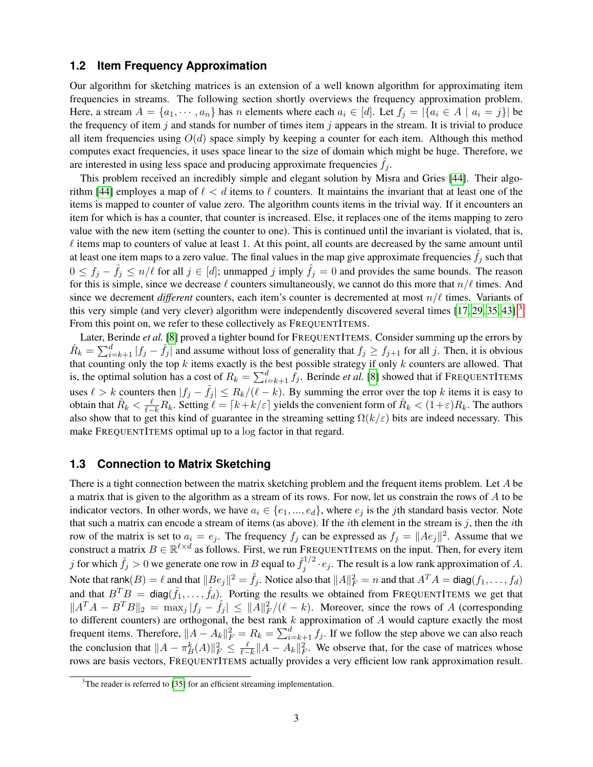## 1.2 Item Frequency Approximation

Our algorithm for sketching matrices is an extension of a well known algorithm for approximating item frequencies in streams. The following section shortly overviews the frequency approximation problem. Here, a stream $A = \{a_1, \cdots, a_n\}$ has $n$ elements where each $a_i \in [d]$. Let $f_j = |\{a_i \in A \mid a_i = j\}|$ be the frequency of item $j$ and stands for number of times item $j$ appears in the stream. It is trivial to produce all item frequencies using $O(d)$ space simply by keeping a counter for each item. Although this method computes exact frequencies, it uses space linear to the size of domain which might be huge. Therefore, we are interested in using less space and producing approximate frequencies $\hat{f}_j$.

This problem received an incredibly simple and elegant solution by Misra and Gries [44]. Their algorithm [44] employes a map of $\ell < d$ items to $\ell$ counters. It maintains the invariant that at least one of the items is mapped to counter of value zero. The algorithm counts items in the trivial way. If it encounters an item for which is has a counter, that counter is increased. Else, it replaces one of the items mapping to zero value with the new item (setting the counter to one). This is continued until the invariant is violated, that is, $\ell$ items map to counters of value at least 1. At this point, all counts are decreased by the same amount until at least one item maps to a zero value. The final values in the map give approximate frequencies $\hat{f}_j$ such that $0 \le f_j - \hat{f}_j \le n/\ell$ for all $j \in [d]$; unmapped $j$ imply $\hat{f}_j = 0$ and provides the same bounds. The reason for this is simple, since we decrease $\ell$ counters simultaneously, we cannot do this more that $n/\ell$ times. And since we decrement ***different*** counters, each item's counter is decremented at most $n/\ell$ times. Variants of this very simple (and very clever) algorithm were independently discovered several times [17, 29, 35, 43].[3] From this point on, we refer to these collectively as FREQUENTITEMS.

Later, Berinde *et al.* [8] proved a tighter bound for FREQUENTITEMS. Consider summing up the errors by $\hat{R}_k = \sum_{i=k+1}^{d} |f_j - \hat{f}_j|$ and assume without loss of generality that $f_j \ge f_{j+1}$ for all $j$. Then, it is obvious that counting only the top $k$ items exactly is the best possible strategy if only $k$ counters are allowed. That is, the optimal solution has a cost of $R_k = \sum_{i=k+1}^{d} f_j$. Berinde *et al.* [8] showed that if FREQUENTITEMS uses $\ell > k$ counters then $|f_j - \hat{f}_j| \le R_k/(\ell - k)$. By summing the error over the top $k$ items it is easy to obtain that $\hat{R}_k < \frac{\ell}{\ell-k} R_k$. Setting $\ell = \lceil k + k/\varepsilon \rceil$ yields the convenient form of $\hat{R}_k < (1+\varepsilon)R_k$. The authors also show that to get this kind of guarantee in the streaming setting $\Omega(k/\varepsilon)$ bits are indeed necessary. This make FREQUENTITEMS optimal up to a log factor in that regard.

## 1.3 Connection to Matrix Sketching

There is a tight connection between the matrix sketching problem and the frequent items problem. Let $A$ be a matrix that is given to the algorithm as a stream of its rows. For now, let us constrain the rows of $A$ to be indicator vectors. In other words, we have $a_i \in \{e_1, ..., e_d\}$, where $e_j$ is the $j$th standard basis vector. Note that such a matrix can encode a stream of items (as above). If the $i$th element in the stream is $j$, then the $i$th row of the matrix is set to $a_i = e_j$. The frequency $f_j$ can be expressed as $f_j = \|Ae_j\|^2$. Assume that we construct a matrix $B \in \mathbb{R}^{\ell \times d}$ as follows. First, we run FREQUENTITEMS on the input. Then, for every item $j$ for which $\hat{f}_j > 0$ we generate one row in $B$ equal to $\hat{f}_j^{1/2} \cdot e_j$. The result is a low rank approximation of $A$. Note that $\mathsf{rank}(B) = \ell$ and that $\|Be_j\|^2 = \hat{f}_j$. Notice also that $\|A\|_F^2 = n$ and that $A^TA = \mathsf{diag}(f_1, \ldots, f_d)$ and that $B^TB = \mathsf{diag}(\hat{f}_1, \ldots, \hat{f}_d)$. Porting the results we obtained from FREQUENTITEMS we get that $\|A^TA - B^TB\|_2 = \max_j |f_j - \hat{f}_j| \le \|A\|_F^2/(\ell - k)$. Moreover, since the rows of $A$ (corresponding to different counters) are orthogonal, the best rank $k$ approximation of $A$ would capture exactly the most frequent items. Therefore, $\|A - A_k\|_F^2 = R_k = \sum_{i=k+1}^{d} f_j$. If we follow the step above we can also reach the conclusion that $\|A - \pi_B^k(A)\|_F^2 \le \frac{\ell}{\ell-k}\|A - A_k\|_F^2$. We observe that, for the case of matrices whose rows are basis vectors, FREQUENTITEMS actually provides a very efficient low rank approximation result.

[3] The reader is referred to [35] for an efficient streaming implementation.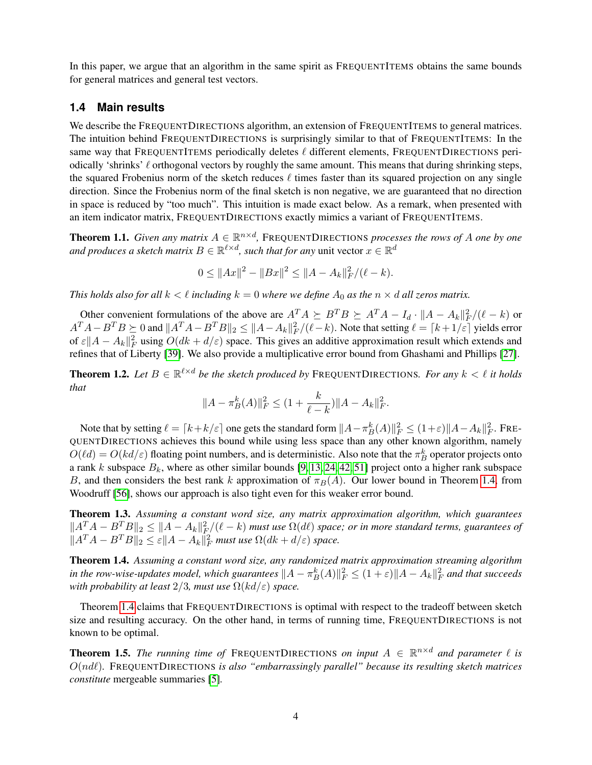In this paper, we argue that an algorithm in the same spirit as FrequentItems obtains the same bounds for general matrices and general test vectors.

### 1.4 Main results

We describe the FrequentDirections algorithm, an extension of FrequentItems to general matrices. The intuition behind FrequentDirections is surprisingly similar to that of FrequentItems: In the same way that FrequentItems periodically deletes $\ell$ different elements, FrequentDirections periodically 'shrinks' $\ell$ orthogonal vectors by roughly the same amount. This means that during shrinking steps, the squared Frobenius norm of the sketch reduces $\ell$ times faster than its squared projection on any single direction. Since the Frobenius norm of the final sketch is non negative, we are guaranteed that no direction in space is reduced by "too much". This intuition is made exact below. As a remark, when presented with an item indicator matrix, FrequentDirections exactly mimics a variant of FrequentItems.

**Theorem 1.1.** *Given any matrix $A \in \mathbb{R}^{n \times d}$,* FrequentDirections *processes the rows of $A$ one by one and produces a sketch matrix $B \in \mathbb{R}^{\ell \times d}$, such that for any* unit vector $x \in \mathbb{R}^d$

$$0 \leq \|Ax\|^2 - \|Bx\|^2 \leq \|A - A_k\|_F^2/(\ell - k).$$

*This holds also for all $k < \ell$ including $k = 0$ where we define $A_0$ as the $n \times d$ all zeros matrix.*

Other convenient formulations of the above are $A^TA \succeq B^TB \succeq A^TA - I_d \cdot \|A - A_k\|_F^2/(\ell - k)$ or $A^TA - B^TB \succeq 0$ and $\|A^TA - B^TB\|_2 \leq \|A - A_k\|_F^2/(\ell - k)$. Note that setting $\ell = \lceil k + 1/\varepsilon \rceil$ yields error of $\varepsilon\|A - A_k\|_F^2$ using $O(dk + d/\varepsilon)$ space. This gives an additive approximation result which extends and refines that of Liberty [39]. We also provide a multiplicative error bound from Ghashami and Phillips [27].

**Theorem 1.2.** *Let $B \in \mathbb{R}^{\ell \times d}$ be the sketch produced by* FrequentDirections*. For any $k < \ell$ it holds that*

$$\|A - \pi_B^k(A)\|_F^2 \leq (1 + \frac{k}{\ell - k})\|A - A_k\|_F^2.$$

Note that by setting $\ell = \lceil k + k/\varepsilon \rceil$ one gets the standard form $\|A - \pi_B^k(A)\|_F^2 \leq (1 + \varepsilon)\|A - A_k\|_F^2$. FrequentDirections achieves this bound while using less space than any other known algorithm, namely $O(\ell d) = O(kd/\varepsilon)$ floating point numbers, and is deterministic. Also note that the $\pi_B^k$ operator projects onto a rank $k$ subspace $B_k$, where as other similar bounds [9, 13, 24, 42, 51] project onto a higher rank subspace $B$, and then considers the best rank $k$ approximation of $\pi_B(A)$. Our lower bound in Theorem 1.4, from Woodruff [56], shows our approach is also tight even for this weaker error bound.

**Theorem 1.3.** *Assuming a constant word size, any matrix approximation algorithm, which guarantees $\|A^TA - B^TB\|_2 \leq \|A - A_k\|_F^2/(\ell - k)$ must use $\Omega(d\ell)$ space; or in more standard terms, guarantees of $\|A^TA - B^TB\|_2 \leq \varepsilon\|A - A_k\|_F^2$ must use $\Omega(dk + d/\varepsilon)$ space.*

**Theorem 1.4.** *Assuming a constant word size, any randomized matrix approximation streaming algorithm in the row-wise-updates model, which guarantees $\|A - \pi_B^k(A)\|_F^2 \leq (1 + \varepsilon)\|A - A_k\|_F^2$ and that succeeds with probability at least $2/3$, must use $\Omega(kd/\varepsilon)$ space.*

Theorem 1.4 claims that FrequentDirections is optimal with respect to the tradeoff between sketch size and resulting accuracy. On the other hand, in terms of running time, FrequentDirections is not known to be optimal.

**Theorem 1.5.** *The running time of* FrequentDirections *on input $A \in \mathbb{R}^{n \times d}$ and parameter $\ell$ is $O(nd\ell)$.* FrequentDirections *is also "embarrassingly parallel" because its resulting sketch matrices constitute* mergeable summaries [5].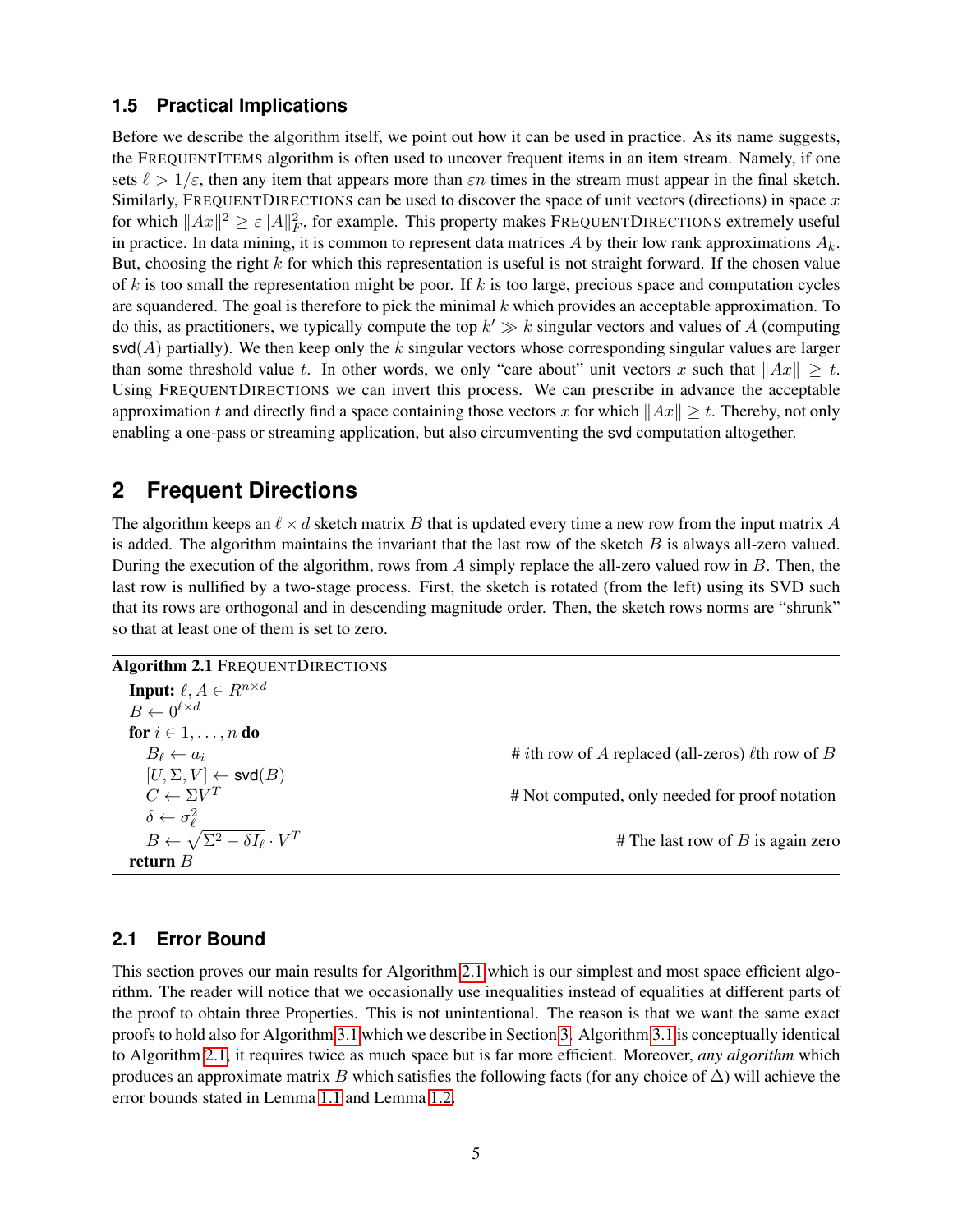### 1.5 Practical Implications

Before we describe the algorithm itself, we point out how it can be used in practice. As its name suggests, the FREQUENTITEMS algorithm is often used to uncover frequent items in an item stream. Namely, if one sets $\ell > 1/\varepsilon$, then any item that appears more than $\varepsilon n$ times in the stream must appear in the final sketch. Similarly, FREQUENTDIRECTIONS can be used to discover the space of unit vectors (directions) in space $x$ for which $\|Ax\|^2 \geq \varepsilon \|A\|_F^2$, for example. This property makes FREQUENTDIRECTIONS extremely useful in practice. In data mining, it is common to represent data matrices $A$ by their low rank approximations $A_k$. But, choosing the right $k$ for which this representation is useful is not straight forward. If the chosen value of $k$ is too small the representation might be poor. If $k$ is too large, precious space and computation cycles are squandered. The goal is therefore to pick the minimal $k$ which provides an acceptable approximation. To do this, as practitioners, we typically compute the top $k' \gg k$ singular vectors and values of $A$ (computing $\mathsf{svd}(A)$ partially). We then keep only the $k$ singular vectors whose corresponding singular values are larger than some threshold value $t$. In other words, we only "care about" unit vectors $x$ such that $\|Ax\| \geq t$. Using FREQUENTDIRECTIONS we can invert this process. We can prescribe in advance the acceptable approximation $t$ and directly find a space containing those vectors $x$ for which $\|Ax\| \geq t$. Thereby, not only enabling a one-pass or streaming application, but also circumventing the svd computation altogether.

## 2 Frequent Directions

The algorithm keeps an $\ell \times d$ sketch matrix $B$ that is updated every time a new row from the input matrix $A$ is added. The algorithm maintains the invariant that the last row of the sketch $B$ is always all-zero valued. During the execution of the algorithm, rows from $A$ simply replace the all-zero valued row in $B$. Then, the last row is nullified by a two-stage process. First, the sketch is rotated (from the left) using its SVD such that its rows are orthogonal and in descending magnitude order. Then, the sketch rows norms are "shrunk" so that at least one of them is set to zero.

**Algorithm 2.1** FREQUENTDIRECTIONS

```
Input: ℓ, A ∈ R^{n×d}
B ← 0^{ℓ×d}
for i ∈ 1,...,n do
    B_ℓ ← a_i                      # ith row of A replaced (all-zeros) ℓth row of B
    [U, Σ, V] ← svd(B)
    C ← ΣV^T                       # Not computed, only needed for proof notation
    δ ← σ_ℓ^2
    B ← sqrt(Σ^2 − δI_ℓ) · V^T     # The last row of B is again zero
return B
```

### 2.1 Error Bound

This section proves our main results for Algorithm 2.1 which is our simplest and most space efficient algorithm. The reader will notice that we occasionally use inequalities instead of equalities at different parts of the proof to obtain three Properties. This is not unintentional. The reason is that we want the same exact proofs to hold also for Algorithm 3.1 which we describe in Section 3. Algorithm 3.1 is conceptually identical to Algorithm 2.1, it requires twice as much space but is far more efficient. Moreover, *any algorithm* which produces an approximate matrix $B$ which satisfies the following facts (for any choice of $\Delta$) will achieve the error bounds stated in Lemma 1.1 and Lemma 1.2.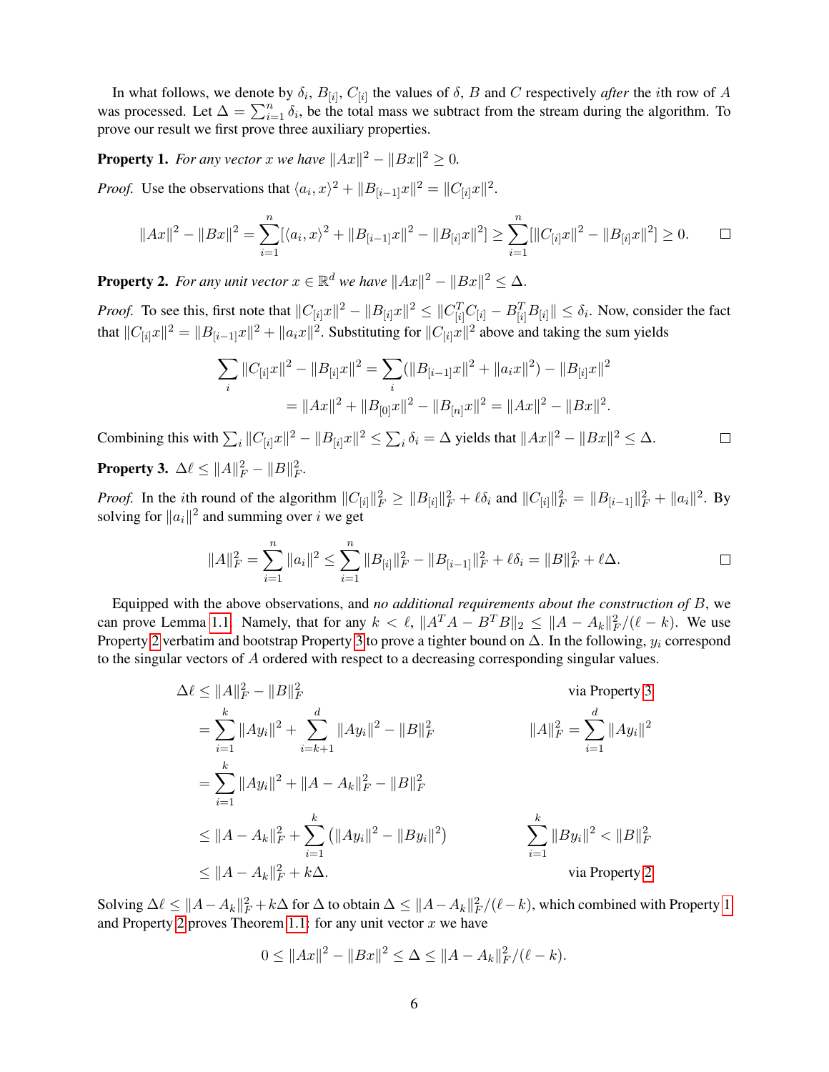In what follows, we denote by $\delta_i$, $B_{[i]}$, $C_{[i]}$ the values of $\delta$, $B$ and $C$ respectively *after* the $i$th row of $A$ was processed. Let $\Delta = \sum_{i=1}^{n} \delta_i$, be the total mass we subtract from the stream during the algorithm. To prove our result we first prove three auxiliary properties.

**Property 1.** *For any vector $x$ we have $\|Ax\|^2 - \|Bx\|^2 \geq 0$.*

*Proof.* Use the observations that $\langle a_i, x\rangle^2 + \|B_{[i-1]}x\|^2 = \|C_{[i]}x\|^2$.

$$\|Ax\|^2 - \|Bx\|^2 = \sum_{i=1}^{n} [\langle a_i, x\rangle^2 + \|B_{[i-1]}x\|^2 - \|B_{[i]}x\|^2] \geq \sum_{i=1}^{n} [\|C_{[i]}x\|^2 - \|B_{[i]}x\|^2] \geq 0.$$

□

**Property 2.** *For any unit vector $x \in \mathbb{R}^d$ we have $\|Ax\|^2 - \|Bx\|^2 \leq \Delta$.*

*Proof.* To see this, first note that $\|C_{[i]}x\|^2 - \|B_{[i]}x\|^2 \leq \|C_{[i]}^T C_{[i]} - B_{[i]}^T B_{[i]}\| \leq \delta_i$. Now, consider the fact that $\|C_{[i]}x\|^2 = \|B_{[i-1]}x\|^2 + \|a_i x\|^2$. Substituting for $\|C_{[i]}x\|^2$ above and taking the sum yields

$$\sum_i \|C_{[i]}x\|^2 - \|B_{[i]}x\|^2 = \sum_i (\|B_{[i-1]}x\|^2 + \|a_i x\|^2) - \|B_{[i]}x\|^2$$
$$= \|Ax\|^2 + \|B_{[0]}x\|^2 - \|B_{[n]}x\|^2 = \|Ax\|^2 - \|Bx\|^2.$$

Combining this with $\sum_i \|C_{[i]}x\|^2 - \|B_{[i]}x\|^2 \leq \sum_i \delta_i = \Delta$ yields that $\|Ax\|^2 - \|Bx\|^2 \leq \Delta$. □

**Property 3.** $\Delta\ell \leq \|A\|_F^2 - \|B\|_F^2$.

*Proof.* In the $i$th round of the algorithm $\|C_{[i]}\|_F^2 \geq \|B_{[i]}\|_F^2 + \ell\delta_i$ and $\|C_{[i]}\|_F^2 = \|B_{[i-1]}\|_F^2 + \|a_i\|^2$. By solving for $\|a_i\|^2$ and summing over $i$ we get

$$\|A\|_F^2 = \sum_{i=1}^{n} \|a_i\|^2 \leq \sum_{i=1}^{n} \|B_{[i]}\|_F^2 - \|B_{[i-1]}\|_F^2 + \ell\delta_i = \|B\|_F^2 + \ell\Delta.$$

□

Equipped with the above observations, and *no additional requirements about the construction of $B$*, we can prove Lemma 1.1. Namely, that for any $k < \ell$, $\|A^T A - B^T B\|_2 \leq \|A - A_k\|_F^2/(\ell - k)$. We use Property 2 verbatim and bootstrap Property 3 to prove a tighter bound on $\Delta$. In the following, $y_i$ correspond to the singular vectors of $A$ ordered with respect to a decreasing corresponding singular values.

$$
\begin{aligned}
\Delta\ell &\leq \|A\|_F^2 - \|B\|_F^2 && \text{via Property 3} \\
&= \sum_{i=1}^{k} \|Ay_i\|^2 + \sum_{i=k+1}^{d} \|Ay_i\|^2 - \|B\|_F^2 && \|A\|_F^2 = \sum_{i=1}^{d} \|Ay_i\|^2 \\
&= \sum_{i=1}^{k} \|Ay_i\|^2 + \|A - A_k\|_F^2 - \|B\|_F^2 && \\
&\leq \|A - A_k\|_F^2 + \sum_{i=1}^{k} \left(\|Ay_i\|^2 - \|By_i\|^2\right) && \sum_{i=1}^{k} \|By_i\|^2 < \|B\|_F^2 \\
&\leq \|A - A_k\|_F^2 + k\Delta. && \text{via Property 2}
\end{aligned}
$$

Solving $\Delta\ell \leq \|A - A_k\|_F^2 + k\Delta$ for $\Delta$ to obtain $\Delta \leq \|A - A_k\|_F^2/(\ell - k)$, which combined with Property 1 and Property 2 proves Theorem 1.1: for any unit vector $x$ we have

$$0 \leq \|Ax\|^2 - \|Bx\|^2 \leq \Delta \leq \|A - A_k\|_F^2/(\ell - k).$$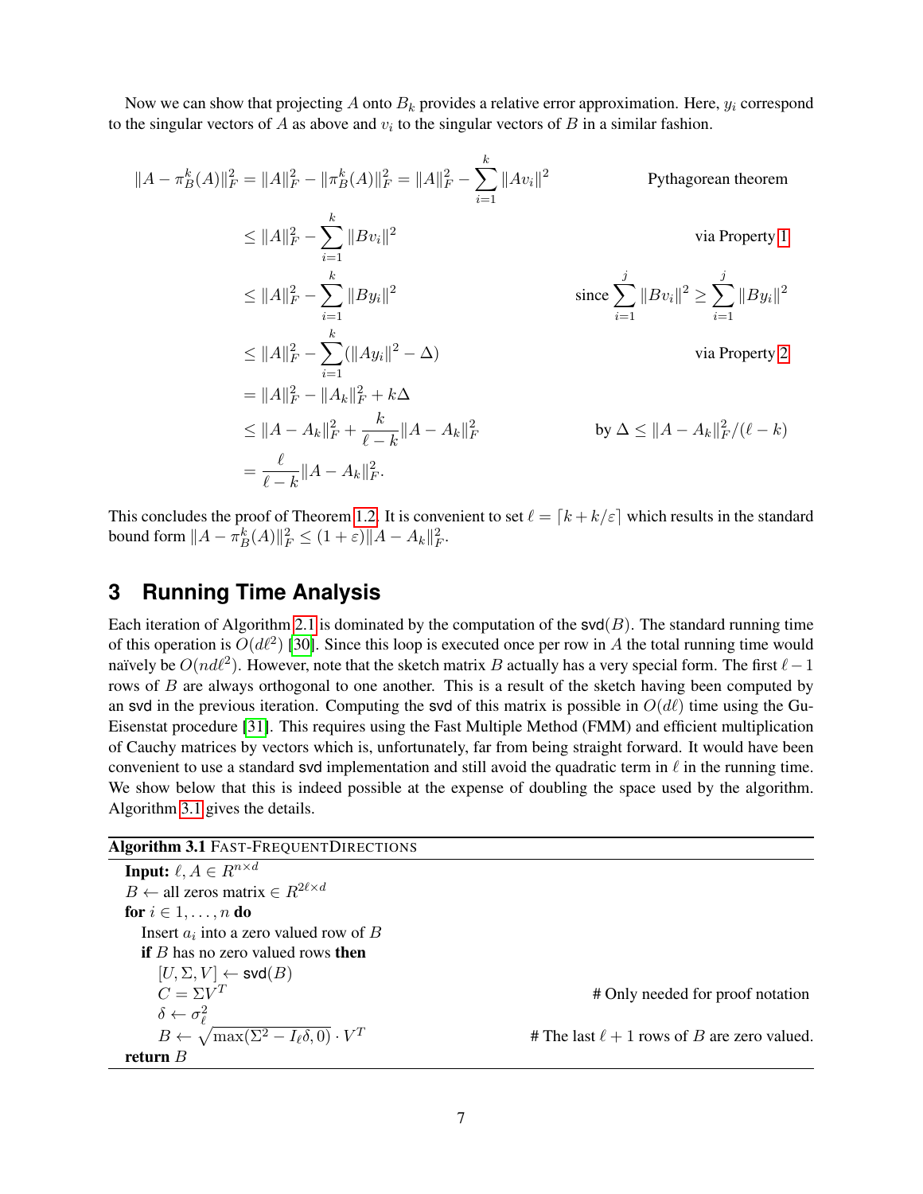Now we can show that projecting $A$ onto $B_k$ provides a relative error approximation. Here, $y_i$ correspond to the singular vectors of $A$ as above and $v_i$ to the singular vectors of $B$ in a similar fashion.

$$
\begin{aligned}
\|A - \pi_B^k(A)\|_F^2 = \|A\|_F^2 - \|\pi_B^k(A)\|_F^2 &= \|A\|_F^2 - \sum_{i=1}^{k} \|Av_i\|^2 && \text{Pythagorean theorem} \\
&\leq \|A\|_F^2 - \sum_{i=1}^{k} \|Bv_i\|^2 && \text{via Property 1} \\
&\leq \|A\|_F^2 - \sum_{i=1}^{k} \|By_i\|^2 && \text{since } \sum_{i=1}^{j} \|Bv_i\|^2 \geq \sum_{i=1}^{j} \|By_i\|^2 \\
&\leq \|A\|_F^2 - \sum_{i=1}^{k} (\|Ay_i\|^2 - \Delta) && \text{via Property 2} \\
&= \|A\|_F^2 - \|A_k\|_F^2 + k\Delta \\
&\leq \|A - A_k\|_F^2 + \frac{k}{\ell - k}\|A - A_k\|_F^2 && \text{by } \Delta \leq \|A - A_k\|_F^2/(\ell - k) \\
&= \frac{\ell}{\ell - k}\|A - A_k\|_F^2.
\end{aligned}
$$

This concludes the proof of Theorem 1.2. It is convenient to set $\ell = \lceil k + k/\varepsilon \rceil$ which results in the standard bound form $\|A - \pi_B^k(A)\|_F^2 \leq (1 + \varepsilon)\|A - A_k\|_F^2$.

## 3 Running Time Analysis

Each iteration of Algorithm 2.1 is dominated by the computation of the $\mathsf{svd}(B)$. The standard running time of this operation is $O(d\ell^2)$ [30]. Since this loop is executed once per row in $A$ the total running time would naïvely be $O(nd\ell^2)$. However, note that the sketch matrix $B$ actually has a very special form. The first $\ell - 1$ rows of $B$ are always orthogonal to one another. This is a result of the sketch having been computed by an svd in the previous iteration. Computing the svd of this matrix is possible in $O(d\ell)$ time using the Gu-Eisenstat procedure [31]. This requires using the Fast Multiple Method (FMM) and efficient multiplication of Cauchy matrices by vectors which is, unfortunately, far from being straight forward. It would have been convenient to use a standard svd implementation and still avoid the quadratic term in $\ell$ in the running time. We show below that this is indeed possible at the expense of doubling the space used by the algorithm. Algorithm 3.1 gives the details.

**Algorithm 3.1** FAST-FREQUENTDIRECTIONS

```
Input: ℓ, A ∈ R^{n×d}
B ← all zeros matrix ∈ R^{2ℓ×d}
for i ∈ 1,...,n do
    Insert a_i into a zero valued row of B
    if B has no zero valued rows then
        [U, Σ, V] ← svd(B)
        C = ΣV^T                                  # Only needed for proof notation
        δ ← σ_ℓ^2
        B ← sqrt(max(Σ^2 − I_ℓ δ, 0)) · V^T       # The last ℓ + 1 rows of B are zero valued.
return B
```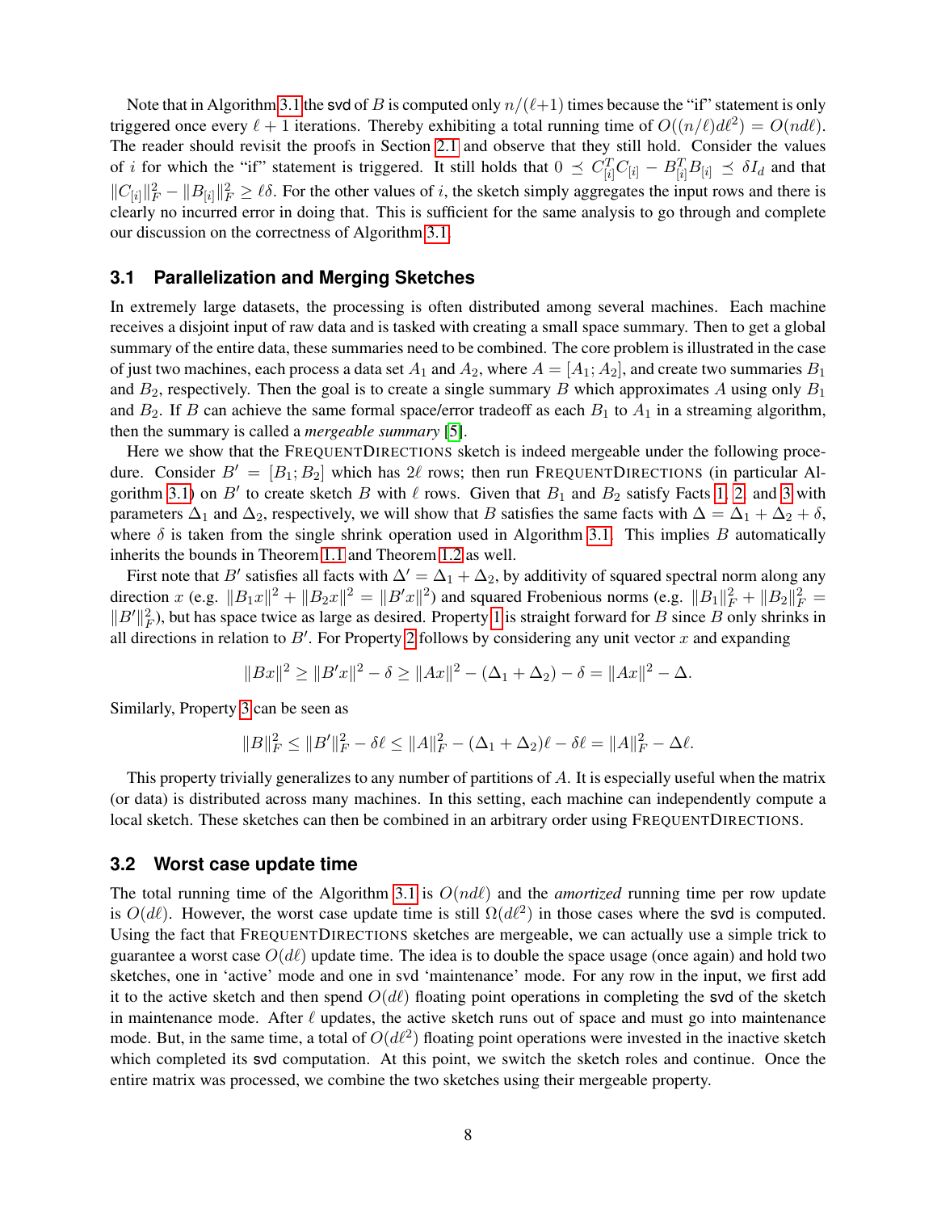Note that in Algorithm 3.1 the svd of $B$ is computed only $n/(\ell+1)$ times because the "if" statement is only triggered once every $\ell + 1$ iterations. Thereby exhibiting a total running time of $O((n/\ell)d\ell^2) = O(nd\ell)$. The reader should revisit the proofs in Section 2.1 and observe that they still hold. Consider the values of $i$ for which the "if" statement is triggered. It still holds that $0 \preceq C_{[i]}^T C_{[i]} - B_{[i]}^T B_{[i]} \preceq \delta I_d$ and that $\|C_{[i]}\|_F^2 - \|B_{[i]}\|_F^2 \geq \ell\delta$. For the other values of $i$, the sketch simply aggregates the input rows and there is clearly no incurred error in doing that. This is sufficient for the same analysis to go through and complete our discussion on the correctness of Algorithm 3.1.

### 3.1 Parallelization and Merging Sketches

In extremely large datasets, the processing is often distributed among several machines. Each machine receives a disjoint input of raw data and is tasked with creating a small space summary. Then to get a global summary of the entire data, these summaries need to be combined. The core problem is illustrated in the case of just two machines, each process a data set $A_1$ and $A_2$, where $A = [A_1; A_2]$, and create two summaries $B_1$ and $B_2$, respectively. Then the goal is to create a single summary $B$ which approximates $A$ using only $B_1$ and $B_2$. If $B$ can achieve the same formal space/error tradeoff as each $B_1$ to $A_1$ in a streaming algorithm, then the summary is called a *mergeable summary* [5].

Here we show that the FREQUENTDIRECTIONS sketch is indeed mergeable under the following procedure. Consider $B' = [B_1; B_2]$ which has $2\ell$ rows; then run FREQUENTDIRECTIONS (in particular Algorithm 3.1) on $B'$ to create sketch $B$ with $\ell$ rows. Given that $B_1$ and $B_2$ satisfy Facts 1, 2, and 3 with parameters $\Delta_1$ and $\Delta_2$, respectively, we will show that $B$ satisfies the same facts with $\Delta = \Delta_1 + \Delta_2 + \delta$, where $\delta$ is taken from the single shrink operation used in Algorithm 3.1. This implies $B$ automatically inherits the bounds in Theorem 1.1 and Theorem 1.2 as well.

First note that $B'$ satisfies all facts with $\Delta' = \Delta_1 + \Delta_2$, by additivity of squared spectral norm along any direction $x$ (e.g. $\|B_1 x\|^2 + \|B_2 x\|^2 = \|B' x\|^2$) and squared Frobenious norms (e.g. $\|B_1\|_F^2 + \|B_2\|_F^2 = \|B'\|_F^2$), but has space twice as large as desired. Property 1 is straight forward for $B$ since $B$ only shrinks in all directions in relation to $B'$. For Property 2 follows by considering any unit vector $x$ and expanding

$$\|Bx\|^2 \geq \|B'x\|^2 - \delta \geq \|Ax\|^2 - (\Delta_1 + \Delta_2) - \delta = \|Ax\|^2 - \Delta.$$

Similarly, Property 3 can be seen as

$$\|B\|_F^2 \leq \|B'\|_F^2 - \delta\ell \leq \|A\|_F^2 - (\Delta_1 + \Delta_2)\ell - \delta\ell = \|A\|_F^2 - \Delta\ell.$$

This property trivially generalizes to any number of partitions of $A$. It is especially useful when the matrix (or data) is distributed across many machines. In this setting, each machine can independently compute a local sketch. These sketches can then be combined in an arbitrary order using FREQUENTDIRECTIONS.

### 3.2 Worst case update time

The total running time of the Algorithm 3.1 is $O(nd\ell)$ and the *amortized* running time per row update is $O(d\ell)$. However, the worst case update time is still $\Omega(d\ell^2)$ in those cases where the svd is computed. Using the fact that FREQUENTDIRECTIONS sketches are mergeable, we can actually use a simple trick to guarantee a worst case $O(d\ell)$ update time. The idea is to double the space usage (once again) and hold two sketches, one in 'active' mode and one in svd 'maintenance' mode. For any row in the input, we first add it to the active sketch and then spend $O(d\ell)$ floating point operations in completing the svd of the sketch in maintenance mode. After $\ell$ updates, the active sketch runs out of space and must go into maintenance mode. But, in the same time, a total of $O(d\ell^2)$ floating point operations were invested in the inactive sketch which completed its svd computation. At this point, we switch the sketch roles and continue. Once the entire matrix was processed, we combine the two sketches using their mergeable property.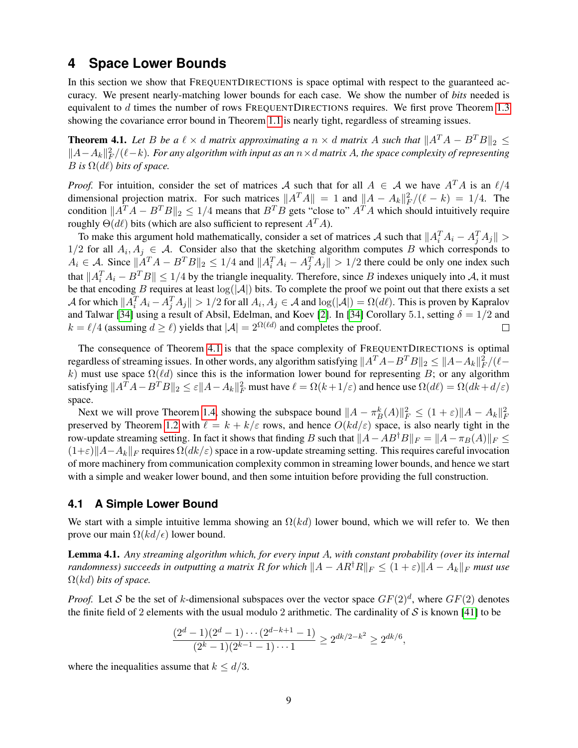## 4 Space Lower Bounds

In this section we show that FREQUENTDIRECTIONS is space optimal with respect to the guaranteed accuracy. We present nearly-matching lower bounds for each case. We show the number of *bits* needed is equivalent to $d$ times the number of rows FREQUENTDIRECTIONS requires. We first prove Theorem 1.3 showing the covariance error bound in Theorem 1.1 is nearly tight, regardless of streaming issues.

**Theorem 4.1.** *Let $B$ be a $\ell \times d$ matrix approximating a $n \times d$ matrix $A$ such that $\|A^TA - B^TB\|_2 \leq \|A - A_k\|_F^2/(\ell - k)$. For any algorithm with input as an $n \times d$ matrix $A$, the space complexity of representing $B$ is $\Omega(d\ell)$ bits of space.*

*Proof.* For intuition, consider the set of matrices $\mathcal{A}$ such that for all $A \in \mathcal{A}$ we have $A^TA$ is an $\ell/4$ dimensional projection matrix. For such matrices $\|A^TA\| = 1$ and $\|A - A_k\|_F^2/(\ell - k) = 1/4$. The condition $\|A^TA - B^TB\|_2 \leq 1/4$ means that $B^TB$ gets "close to" $A^TA$ which should intuitively require roughly $\Theta(d\ell)$ bits (which are also sufficient to represent $A^TA$).

To make this argument hold mathematically, consider a set of matrices $\mathcal{A}$ such that $\|A_i^TA_i - A_j^TA_j\| > 1/2$ for all $A_i, A_j \in \mathcal{A}$. Consider also that the sketching algorithm computes $B$ which corresponds to $A_i \in \mathcal{A}$. Since $\|A^TA - B^TB\|_2 \leq 1/4$ and $\|A_i^TA_i - A_j^TA_j\| > 1/2$ there could be only one index such that $\|A_i^TA_i - B^TB\| \leq 1/4$ by the triangle inequality. Therefore, since $B$ indexes uniquely into $\mathcal{A}$, it must be that encoding $B$ requires at least $\log(|\mathcal{A}|)$ bits. To complete the proof we point out that there exists a set $\mathcal{A}$ for which $\|A_i^TA_i - A_j^TA_j\| > 1/2$ for all $A_i, A_j \in \mathcal{A}$ and $\log(|\mathcal{A}|) = \Omega(d\ell)$. This is proven by Kapralov and Talwar [34] using a result of Absil, Edelman, and Koev [2]. In [34] Corollary 5.1, setting $\delta = 1/2$ and $k = \ell/4$ (assuming $d \geq \ell$) yields that $|\mathcal{A}| = 2^{\Omega(\ell d)}$ and completes the proof. $\square$

The consequence of Theorem 4.1 is that the space complexity of FREQUENTDIRECTIONS is optimal regardless of streaming issues. In other words, any algorithm satisfying $\|A^TA - B^TB\|_2 \leq \|A - A_k\|_F^2/(\ell - k)$ must use space $\Omega(\ell d)$ since this is the information lower bound for representing $B$; or any algorithm satisfying $\|A^TA - B^TB\|_2 \leq \varepsilon\|A - A_k\|_F^2$ must have $\ell = \Omega(k + 1/\varepsilon)$ and hence use $\Omega(d\ell) = \Omega(dk + d/\varepsilon)$ space.

Next we will prove Theorem 1.4, showing the subspace bound $\|A - \pi_B^k(A)\|_F^2 \leq (1 + \varepsilon)\|A - A_k\|_F^2$ preserved by Theorem 1.2 with $\ell = k + k/\varepsilon$ rows, and hence $O(kd/\varepsilon)$ space, is also nearly tight in the row-update streaming setting. In fact it shows that finding $B$ such that $\|A - AB^\dagger B\|_F = \|A - \pi_B(A)\|_F \leq (1+\varepsilon)\|A - A_k\|_F$ requires $\Omega(dk/\varepsilon)$ space in a row-update streaming setting. This requires careful invocation of more machinery from communication complexity common in streaming lower bounds, and hence we start with a simple and weaker lower bound, and then some intuition before providing the full construction.

### 4.1 A Simple Lower Bound

We start with a simple intuitive lemma showing an $\Omega(kd)$ lower bound, which we will refer to. We then prove our main $\Omega(kd/\epsilon)$ lower bound.

**Lemma 4.1.** *Any streaming algorithm which, for every input $A$, with constant probability (over its internal randomness) succeeds in outputting a matrix $R$ for which $\|A - AR^\dagger R\|_F \leq (1 + \varepsilon)\|A - A_k\|_F$ must use $\Omega(kd)$ bits of space.*

*Proof.* Let $\mathcal{S}$ be the set of $k$-dimensional subspaces over the vector space $GF(2)^d$, where $GF(2)$ denotes the finite field of 2 elements with the usual modulo 2 arithmetic. The cardinality of $\mathcal{S}$ is known [41] to be

$$\frac{(2^d - 1)(2^d - 1)\cdots(2^{d-k+1} - 1)}{(2^k - 1)(2^{k-1} - 1)\cdots 1} \geq 2^{dk/2 - k^2} \geq 2^{dk/6},$$

where the inequalities assume that $k \leq d/3$.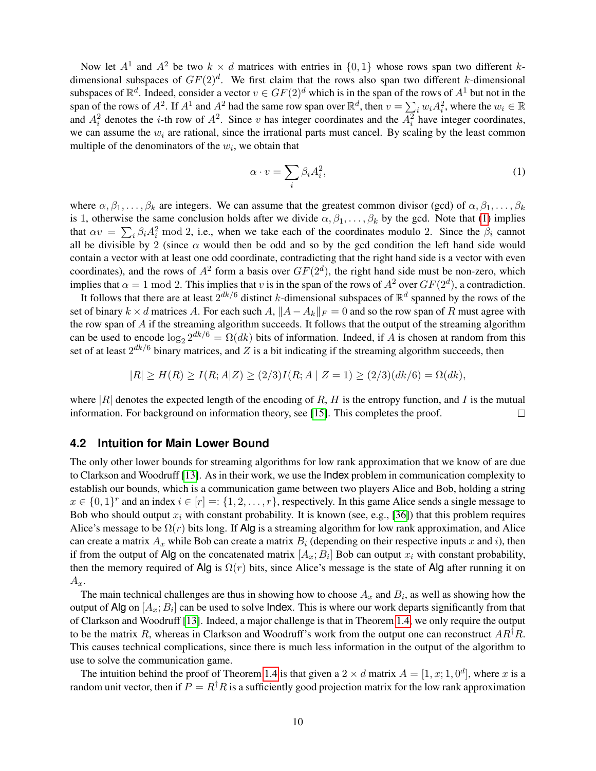Now let $A^1$ and $A^2$ be two $k \times d$ matrices with entries in $\{0, 1\}$ whose rows span two different $k$-dimensional subspaces of $GF(2)^d$. We first claim that the rows also span two different $k$-dimensional subspaces of $\mathbb{R}^d$. Indeed, consider a vector $v \in GF(2)^d$ which is in the span of the rows of $A^1$ but not in the span of the rows of $A^2$. If $A^1$ and $A^2$ had the same row span over $\mathbb{R}^d$, then $v = \sum_i w_i A_i^2$, where the $w_i \in \mathbb{R}$ and $A_i^2$ denotes the $i$-th row of $A^2$. Since $v$ has integer coordinates and the $A_i^2$ have integer coordinates, we can assume the $w_i$ are rational, since the irrational parts must cancel. By scaling by the least common multiple of the denominators of the $w_i$, we obtain that

$$\alpha \cdot v = \sum_i \beta_i A_i^2, \tag{1}$$

where $\alpha, \beta_1, \ldots, \beta_k$ are integers. We can assume that the greatest common divisor (gcd) of $\alpha, \beta_1, \ldots, \beta_k$ is 1, otherwise the same conclusion holds after we divide $\alpha, \beta_1, \ldots, \beta_k$ by the gcd. Note that (1) implies that $\alpha v = \sum_i \beta_i A_i^2 \bmod 2$, i.e., when we take each of the coordinates modulo 2. Since the $\beta_i$ cannot all be divisible by 2 (since $\alpha$ would then be odd and so by the gcd condition the left hand side would contain a vector with at least one odd coordinate, contradicting that the right hand side is a vector with even coordinates), and the rows of $A^2$ form a basis over $GF(2^d)$, the right hand side must be non-zero, which implies that $\alpha = 1 \bmod 2$. This implies that $v$ is in the span of the rows of $A^2$ over $GF(2^d)$, a contradiction.

It follows that there are at least $2^{dk/6}$ distinct $k$-dimensional subspaces of $\mathbb{R}^d$ spanned by the rows of the set of binary $k \times d$ matrices $A$. For each such $A$, $\|A - A_k\|_F = 0$ and so the row span of $R$ must agree with the row span of $A$ if the streaming algorithm succeeds. It follows that the output of the streaming algorithm can be used to encode $\log_2 2^{dk/6} = \Omega(dk)$ bits of information. Indeed, if $A$ is chosen at random from this set of at least $2^{dk/6}$ binary matrices, and $Z$ is a bit indicating if the streaming algorithm succeeds, then

$$|R| \geq H(R) \geq I(R; A|Z) \geq (2/3)I(R; A \mid Z = 1) \geq (2/3)(dk/6) = \Omega(dk),$$

where $|R|$ denotes the expected length of the encoding of $R$, $H$ is the entropy function, and $I$ is the mutual information. For background on information theory, see [15]. This completes the proof. □

## 4.2 Intuition for Main Lower Bound

The only other lower bounds for streaming algorithms for low rank approximation that we know of are due to Clarkson and Woodruff [13]. As in their work, we use the Index problem in communication complexity to establish our bounds, which is a communication game between two players Alice and Bob, holding a string $x \in \{0, 1\}^r$ and an index $i \in [r] =: \{1, 2, \ldots, r\}$, respectively. In this game Alice sends a single message to Bob who should output $x_i$ with constant probability. It is known (see, e.g., [36]) that this problem requires Alice's message to be $\Omega(r)$ bits long. If Alg is a streaming algorithm for low rank approximation, and Alice can create a matrix $A_x$ while Bob can create a matrix $B_i$ (depending on their respective inputs $x$ and $i$), then if from the output of Alg on the concatenated matrix $[A_x; B_i]$ Bob can output $x_i$ with constant probability, then the memory required of Alg is $\Omega(r)$ bits, since Alice's message is the state of Alg after running it on $A_x$.

The main technical challenges are thus in showing how to choose $A_x$ and $B_i$, as well as showing how the output of Alg on $[A_x; B_i]$ can be used to solve Index. This is where our work departs significantly from that of Clarkson and Woodruff [13]. Indeed, a major challenge is that in Theorem 1.4, we only require the output to be the matrix $R$, whereas in Clarkson and Woodruff's work from the output one can reconstruct $AR^\dagger R$. This causes technical complications, since there is much less information in the output of the algorithm to use to solve the communication game.

The intuition behind the proof of Theorem 1.4 is that given a $2 \times d$ matrix $A = [1, x; 1, 0^d]$, where $x$ is a random unit vector, then if $P = R^\dagger R$ is a sufficiently good projection matrix for the low rank approximation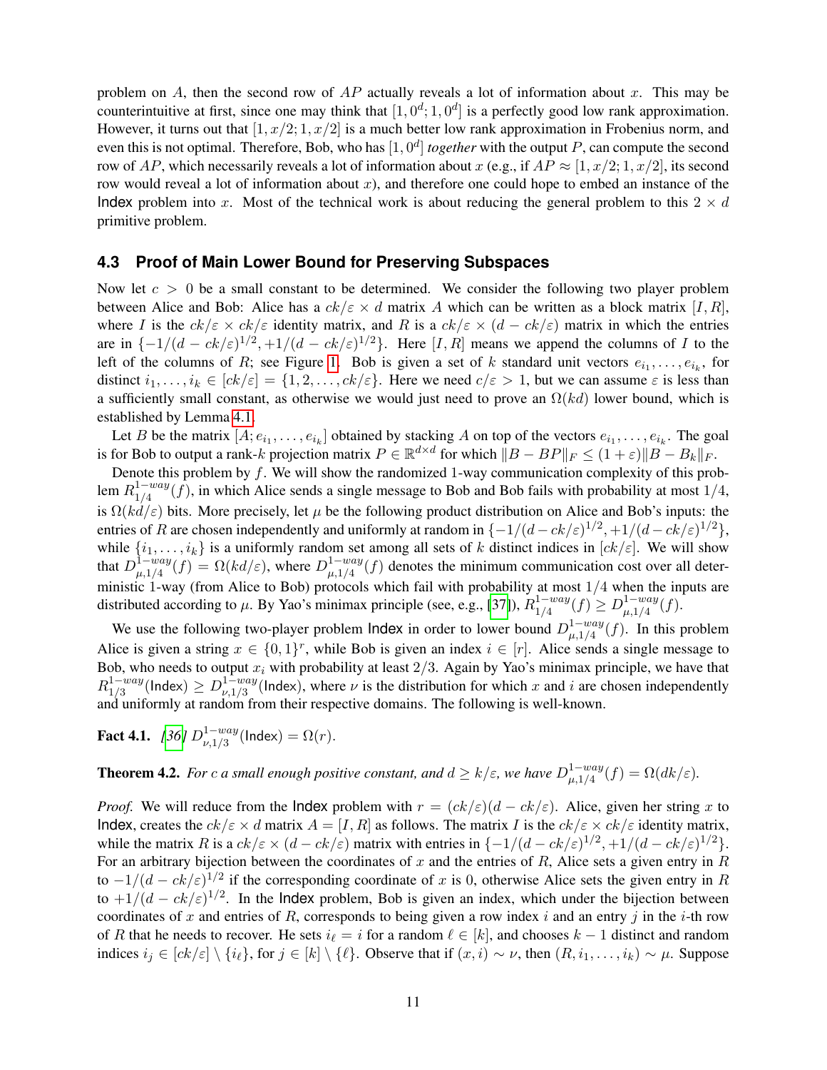problem on $A$, then the second row of $AP$ actually reveals a lot of information about $x$. This may be counterintuitive at first, since one may think that $[1, 0^d; 1, 0^d]$ is a perfectly good low rank approximation. However, it turns out that $[1, x/2; 1, x/2]$ is a much better low rank approximation in Frobenius norm, and even this is not optimal. Therefore, Bob, who has $[1, 0^d]$ *together* with the output $P$, can compute the second row of $AP$, which necessarily reveals a lot of information about $x$ (e.g., if $AP \approx [1, x/2; 1, x/2]$, its second row would reveal a lot of information about $x$), and therefore one could hope to embed an instance of the Index problem into $x$. Most of the technical work is about reducing the general problem to this $2 \times d$ primitive problem.

### 4.3 Proof of Main Lower Bound for Preserving Subspaces

Now let $c > 0$ be a small constant to be determined. We consider the following two player problem between Alice and Bob: Alice has a $ck/\varepsilon \times d$ matrix $A$ which can be written as a block matrix $[I, R]$, where $I$ is the $ck/\varepsilon \times ck/\varepsilon$ identity matrix, and $R$ is a $ck/\varepsilon \times (d - ck/\varepsilon)$ matrix in which the entries are in $\{-1/(d - ck/\varepsilon)^{1/2}, +1/(d - ck/\varepsilon)^{1/2}\}$. Here $[I, R]$ means we append the columns of $I$ to the left of the columns of $R$; see Figure 1. Bob is given a set of $k$ standard unit vectors $e_{i_1}, \ldots, e_{i_k}$, for distinct $i_1, \ldots, i_k \in [ck/\varepsilon] = \{1, 2, \ldots, ck/\varepsilon\}$. Here we need $c/\varepsilon > 1$, but we can assume $\varepsilon$ is less than a sufficiently small constant, as otherwise we would just need to prove an $\Omega(kd)$ lower bound, which is established by Lemma 4.1.

Let $B$ be the matrix $[A; e_{i_1}, \ldots, e_{i_k}]$ obtained by stacking $A$ on top of the vectors $e_{i_1}, \ldots, e_{i_k}$. The goal is for Bob to output a rank-$k$ projection matrix $P \in \mathbb{R}^{d \times d}$ for which $\|B - BP\|_F \leq (1 + \varepsilon)\|B - B_k\|_F$.

Denote this problem by $f$. We will show the randomized 1-way communication complexity of this problem $R^{1-way}_{1/4}(f)$, in which Alice sends a single message to Bob and Bob fails with probability at most $1/4$, is $\Omega(kd/\varepsilon)$ bits. More precisely, let $\mu$ be the following product distribution on Alice and Bob's inputs: the entries of $R$ are chosen independently and uniformly at random in $\{-1/(d - ck/\varepsilon)^{1/2}, +1/(d - ck/\varepsilon)^{1/2}\}$, while $\{i_1, \ldots, i_k\}$ is a uniformly random set among all sets of $k$ distinct indices in $[ck/\varepsilon]$. We will show that $D^{1-way}_{\mu,1/4}(f) = \Omega(kd/\varepsilon)$, where $D^{1-way}_{\mu,1/4}(f)$ denotes the minimum communication cost over all deterministic 1-way (from Alice to Bob) protocols which fail with probability at most $1/4$ when the inputs are distributed according to $\mu$. By Yao's minimax principle (see, e.g., [37]), $R^{1-way}_{1/4}(f) \geq D^{1-way}_{\mu,1/4}(f)$.

We use the following two-player problem Index in order to lower bound $D^{1-way}_{\mu,1/4}(f)$. In this problem Alice is given a string $x \in \{0, 1\}^r$, while Bob is given an index $i \in [r]$. Alice sends a single message to Bob, who needs to output $x_i$ with probability at least $2/3$. Again by Yao's minimax principle, we have that $R^{1-way}_{1/3}(\mathsf{Index}) \geq D^{1-way}_{\nu,1/3}(\mathsf{Index})$, where $\nu$ is the distribution for which $x$ and $i$ are chosen independently and uniformly at random from their respective domains. The following is well-known.

**Fact 4.1.** *[36]* $D^{1-way}_{\nu,1/3}(\mathsf{Index}) = \Omega(r)$.

**Theorem 4.2.** *For $c$ a small enough positive constant, and $d \geq k/\varepsilon$, we have $D^{1-way}_{\mu,1/4}(f) = \Omega(dk/\varepsilon)$.*

*Proof.* We will reduce from the Index problem with $r = (ck/\varepsilon)(d - ck/\varepsilon)$. Alice, given her string $x$ to Index, creates the $ck/\varepsilon \times d$ matrix $A = [I, R]$ as follows. The matrix $I$ is the $ck/\varepsilon \times ck/\varepsilon$ identity matrix, while the matrix $R$ is a $ck/\varepsilon \times (d - ck/\varepsilon)$ matrix with entries in $\{-1/(d - ck/\varepsilon)^{1/2}, +1/(d - ck/\varepsilon)^{1/2}\}$. For an arbitrary bijection between the coordinates of $x$ and the entries of $R$, Alice sets a given entry in $R$ to $-1/(d - ck/\varepsilon)^{1/2}$ if the corresponding coordinate of $x$ is 0, otherwise Alice sets the given entry in $R$ to $+1/(d - ck/\varepsilon)^{1/2}$. In the Index problem, Bob is given an index, which under the bijection between coordinates of $x$ and entries of $R$, corresponds to being given a row index $i$ and an entry $j$ in the $i$-th row of $R$ that he needs to recover. He sets $i_\ell = i$ for a random $\ell \in [k]$, and chooses $k - 1$ distinct and random indices $i_j \in [ck/\varepsilon] \setminus \{i_\ell\}$, for $j \in [k] \setminus \{\ell\}$. Observe that if $(x, i) \sim \nu$, then $(R, i_1, \ldots, i_k) \sim \mu$. Suppose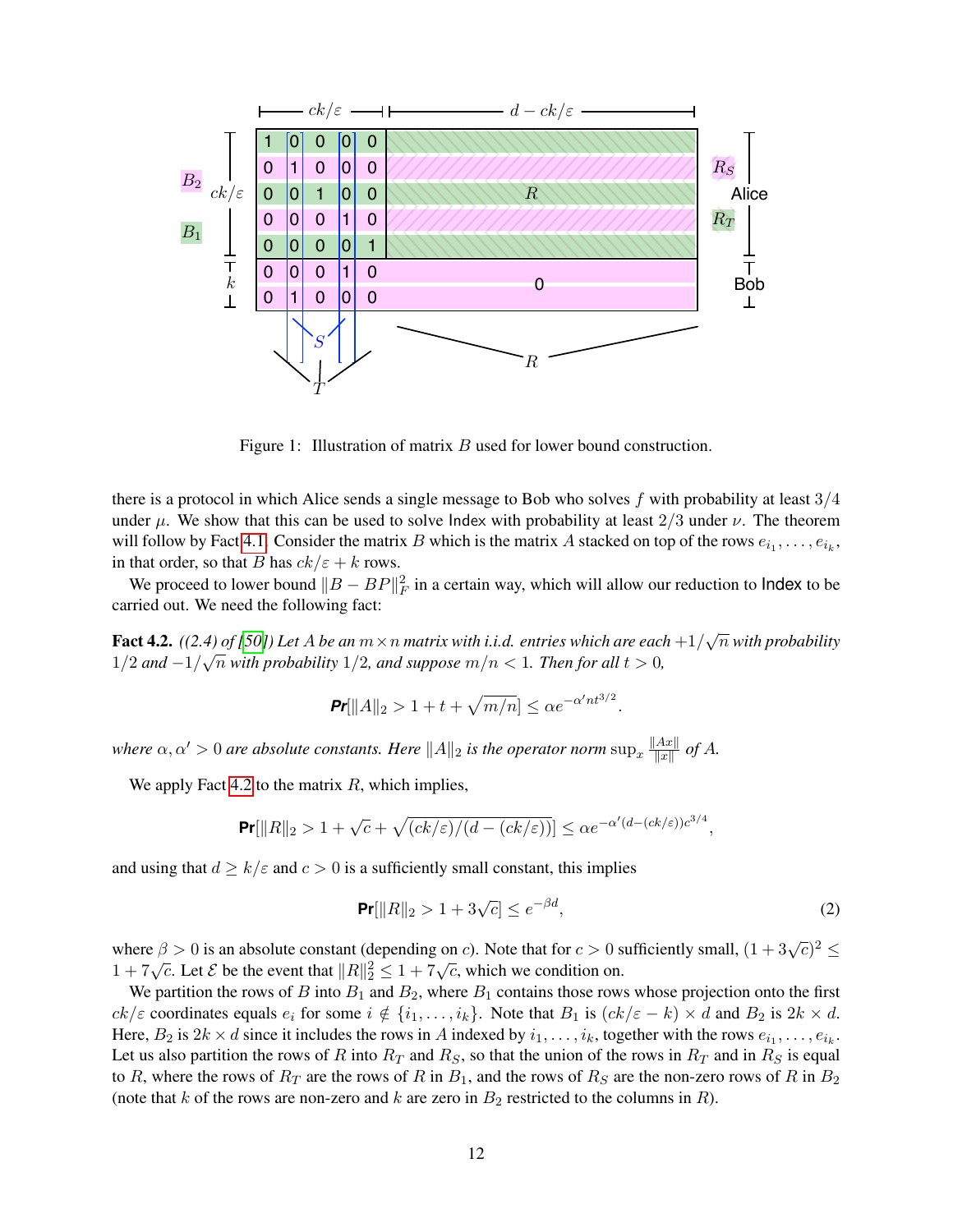Figure 1: Illustration of matrix $B$ used for lower bound construction.

there is a protocol in which Alice sends a single message to Bob who solves $f$ with probability at least $3/4$ under $\mu$. We show that this can be used to solve Index with probability at least $2/3$ under $\nu$. The theorem will follow by Fact 4.1. Consider the matrix $B$ which is the matrix $A$ stacked on top of the rows $e_{i_1}, \ldots, e_{i_k}$, in that order, so that $B$ has $ck/\varepsilon + k$ rows.

We proceed to lower bound $\|B - BP\|_F^2$ in a certain way, which will allow our reduction to Index to be carried out. We need the following fact:

**Fact 4.2.** *((2.4) of [50]) Let $A$ be an $m \times n$ matrix with i.i.d. entries which are each $+1/\sqrt{n}$ with probability $1/2$ and $-1/\sqrt{n}$ with probability $1/2$, and suppose $m/n < 1$. Then for all $t > 0$,*

$$\mathbf{Pr}[\|A\|_2 > 1 + t + \sqrt{m/n}] \leq \alpha e^{-\alpha' n t^{3/2}}.$$

*where $\alpha, \alpha' > 0$ are absolute constants. Here $\|A\|_2$ is the operator norm $\sup_x \frac{\|Ax\|}{\|x\|}$ of $A$.*

We apply Fact 4.2 to the matrix $R$, which implies,

$$\mathbf{Pr}[\|R\|_2 > 1 + \sqrt{c} + \sqrt{(ck/\varepsilon)/(d - (ck/\varepsilon))}] \leq \alpha e^{-\alpha'(d-(ck/\varepsilon))c^{3/4}},$$

and using that $d \geq k/\varepsilon$ and $c > 0$ is a sufficiently small constant, this implies

$$\mathbf{Pr}[\|R\|_2 > 1 + 3\sqrt{c}] \leq e^{-\beta d}, \tag{2}$$

where $\beta > 0$ is an absolute constant (depending on $c$). Note that for $c > 0$ sufficiently small, $(1 + 3\sqrt{c})^2 \leq 1 + 7\sqrt{c}$. Let $\mathcal{E}$ be the event that $\|R\|_2^2 \leq 1 + 7\sqrt{c}$, which we condition on.

We partition the rows of $B$ into $B_1$ and $B_2$, where $B_1$ contains those rows whose projection onto the first $ck/\varepsilon$ coordinates equals $e_i$ for some $i \notin \{i_1, \ldots, i_k\}$. Note that $B_1$ is $(ck/\varepsilon - k) \times d$ and $B_2$ is $2k \times d$. Here, $B_2$ is $2k \times d$ since it includes the rows in $A$ indexed by $i_1, \ldots, i_k$, together with the rows $e_{i_1}, \ldots, e_{i_k}$. Let us also partition the rows of $R$ into $R_T$ and $R_S$, so that the union of the rows in $R_T$ and in $R_S$ is equal to $R$, where the rows of $R_T$ are the rows of $R$ in $B_1$, and the rows of $R_S$ are the non-zero rows of $R$ in $B_2$ (note that $k$ of the rows are non-zero and $k$ are zero in $B_2$ restricted to the columns in $R$).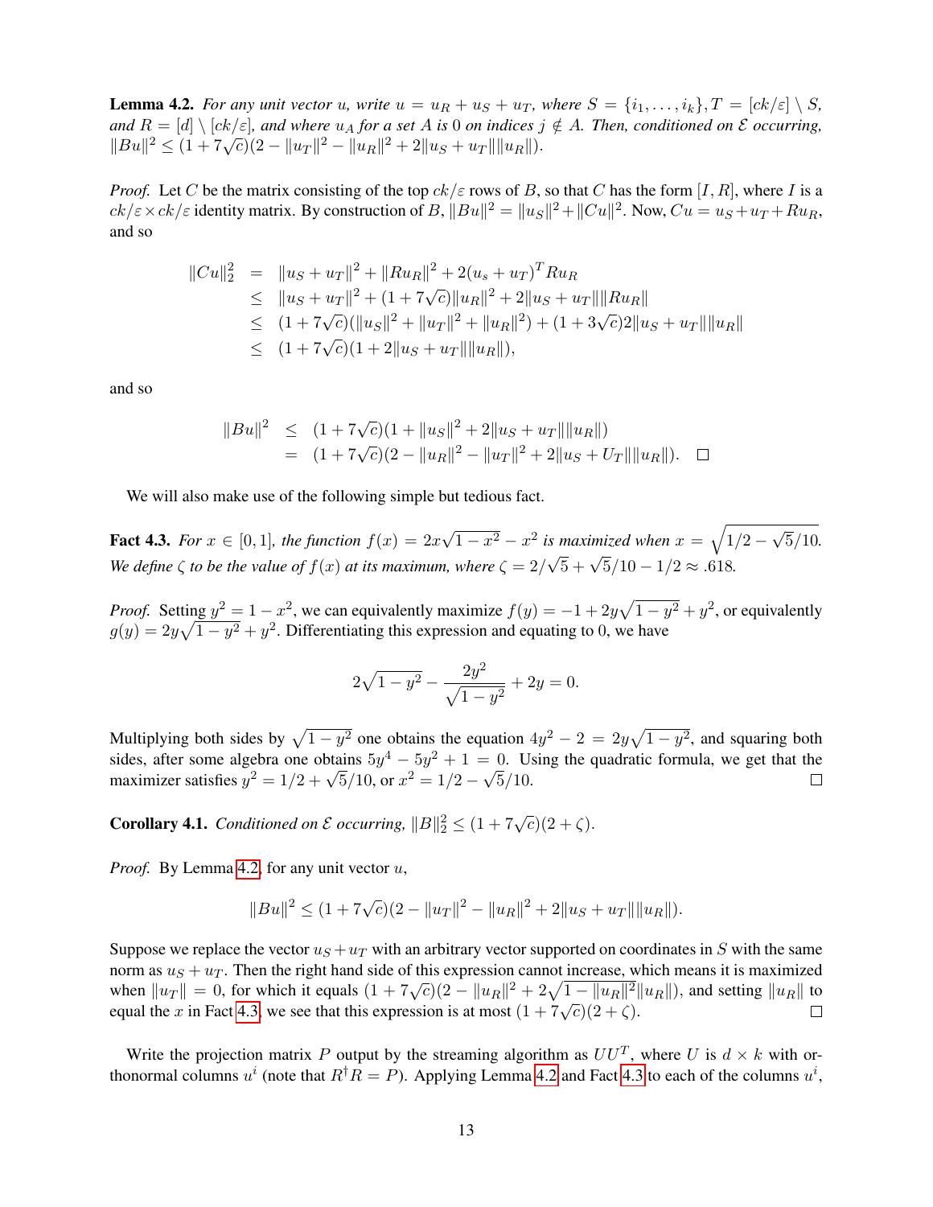**Lemma 4.2.** *For any unit vector $u$, write $u = u_R + u_S + u_T$, where $S = \{i_1, \ldots, i_k\}, T = [ck/\varepsilon] \setminus S$, and $R = [d] \setminus [ck/\varepsilon]$, and where $u_A$ for a set $A$ is 0 on indices $j \notin A$. Then, conditioned on $\mathcal{E}$ occurring, $\|Bu\|^2 \le (1 + 7\sqrt{c})(2 - \|u_T\|^2 - \|u_R\|^2 + 2\|u_S + u_T\|\|u_R\|)$.*

*Proof.* Let $C$ be the matrix consisting of the top $ck/\varepsilon$ rows of $B$, so that $C$ has the form $[I, R]$, where $I$ is a $ck/\varepsilon \times ck/\varepsilon$ identity matrix. By construction of $B$, $\|Bu\|^2 = \|u_S\|^2 + \|Cu\|^2$. Now, $Cu = u_S + u_T + Ru_R$, and so

$$
\begin{aligned}
\|Cu\|_2^2 &= \|u_S + u_T\|^2 + \|Ru_R\|^2 + 2(u_s + u_T)^T Ru_R \\
&\le \|u_S + u_T\|^2 + (1 + 7\sqrt{c})\|u_R\|^2 + 2\|u_S + u_T\|\|Ru_R\| \\
&\le (1 + 7\sqrt{c})(\|u_S\|^2 + \|u_T\|^2 + \|u_R\|^2) + (1 + 3\sqrt{c})2\|u_S + u_T\|\|u_R\| \\
&\le (1 + 7\sqrt{c})(1 + 2\|u_S + u_T\|\|u_R\|),
\end{aligned}
$$

and so

$$
\begin{aligned}
\|Bu\|^2 &\le (1 + 7\sqrt{c})(1 + \|u_S\|^2 + 2\|u_S + u_T\|\|u_R\|) \\
&= (1 + 7\sqrt{c})(2 - \|u_R\|^2 - \|u_T\|^2 + 2\|u_S + U_T\|\|u_R\|). \quad \square
\end{aligned}
$$

We will also make use of the following simple but tedious fact.

**Fact 4.3.** *For $x \in [0, 1]$, the function $f(x) = 2x\sqrt{1 - x^2} - x^2$ is maximized when $x = \sqrt{1/2 - \sqrt{5}/10}$. We define $\zeta$ to be the value of $f(x)$ at its maximum, where $\zeta = 2/\sqrt{5} + \sqrt{5}/10 - 1/2 \approx .618$.*

*Proof.* Setting $y^2 = 1 - x^2$, we can equivalently maximize $f(y) = -1 + 2y\sqrt{1 - y^2} + y^2$, or equivalently $g(y) = 2y\sqrt{1 - y^2} + y^2$. Differentiating this expression and equating to 0, we have

$$
2\sqrt{1 - y^2} - \frac{2y^2}{\sqrt{1 - y^2}} + 2y = 0.
$$

Multiplying both sides by $\sqrt{1 - y^2}$ one obtains the equation $4y^2 - 2 = 2y\sqrt{1 - y^2}$, and squaring both sides, after some algebra one obtains $5y^4 - 5y^2 + 1 = 0$. Using the quadratic formula, we get that the maximizer satisfies $y^2 = 1/2 + \sqrt{5}/10$, or $x^2 = 1/2 - \sqrt{5}/10$. $\square$

**Corollary 4.1.** *Conditioned on $\mathcal{E}$ occurring, $\|B\|_2^2 \le (1 + 7\sqrt{c})(2 + \zeta)$.*

*Proof.* By Lemma 4.2, for any unit vector $u$,

$$
\|Bu\|^2 \le (1 + 7\sqrt{c})(2 - \|u_T\|^2 - \|u_R\|^2 + 2\|u_S + u_T\|\|u_R\|).
$$

Suppose we replace the vector $u_S + u_T$ with an arbitrary vector supported on coordinates in $S$ with the same norm as $u_S + u_T$. Then the right hand side of this expression cannot increase, which means it is maximized when $\|u_T\| = 0$, for which it equals $(1 + 7\sqrt{c})(2 - \|u_R\|^2 + 2\sqrt{1 - \|u_R\|^2}\|u_R\|)$, and setting $\|u_R\|$ to equal the $x$ in Fact 4.3, we see that this expression is at most $(1 + 7\sqrt{c})(2 + \zeta)$. $\square$

Write the projection matrix $P$ output by the streaming algorithm as $UU^T$, where $U$ is $d \times k$ with orthonormal columns $u^i$ (note that $R^\dagger R = P$). Applying Lemma 4.2 and Fact 4.3 to each of the columns $u^i$,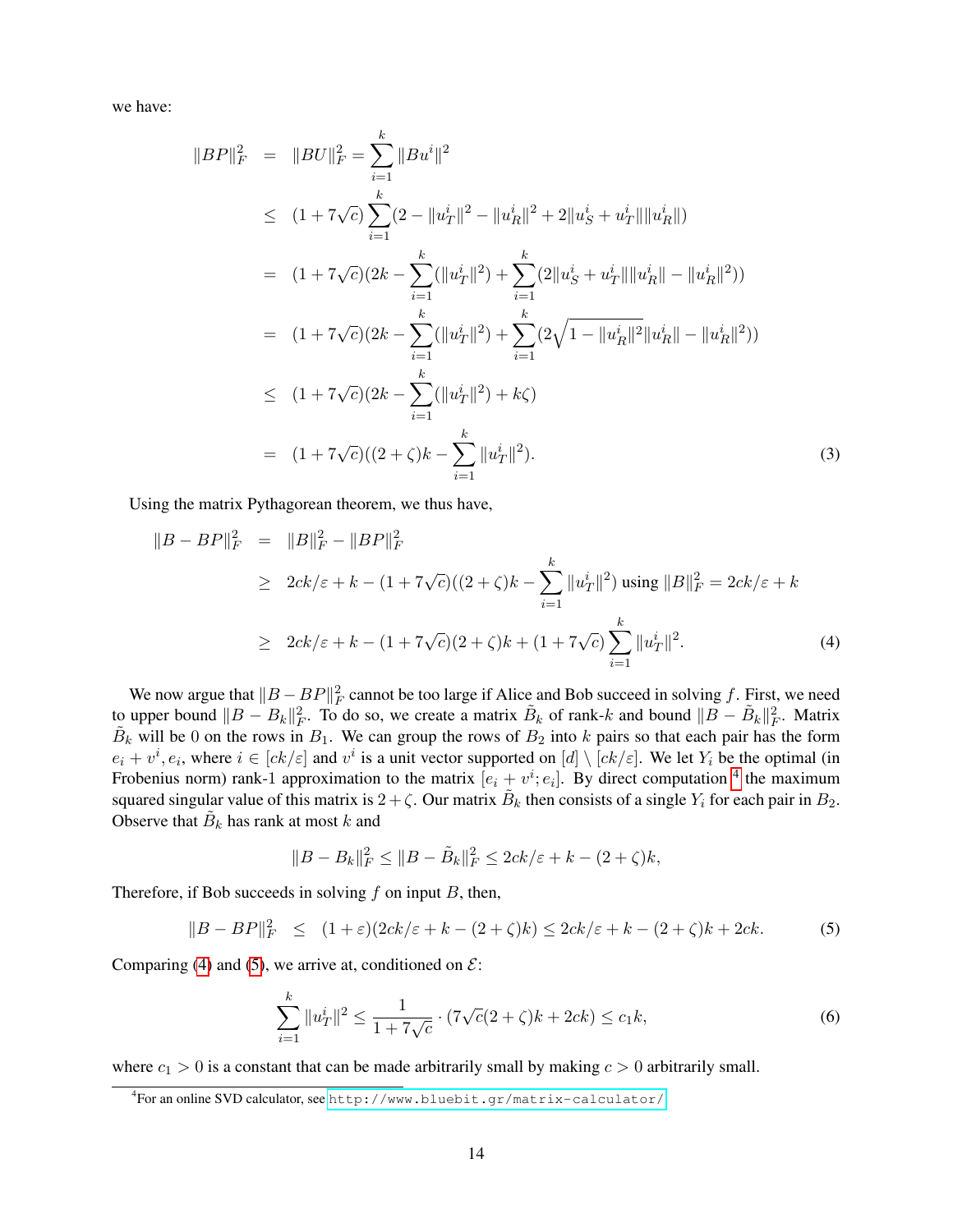we have:

$$
\begin{aligned}
\|BP\|_F^2 &= \|BU\|_F^2 = \sum_{i=1}^k \|Bu^i\|^2 \\
&\le (1+7\sqrt{c})\sum_{i=1}^k (2 - \|u_T^i\|^2 - \|u_R^i\|^2 + 2\|u_S^i + u_T^i\|\|u_R^i\|) \\
&= (1+7\sqrt{c})(2k - \sum_{i=1}^k (\|u_T^i\|^2) + \sum_{i=1}^k (2\|u_S^i + u_T^i\|\|u_R^i\| - \|u_R^i\|^2)) \\
&= (1+7\sqrt{c})(2k - \sum_{i=1}^k (\|u_T^i\|^2) + \sum_{i=1}^k (2\sqrt{1-\|u_R^i\|^2}\|u_R^i\| - \|u_R^i\|^2)) \\
&\le (1+7\sqrt{c})(2k - \sum_{i=1}^k (\|u_T^i\|^2) + k\zeta) \\
&= (1+7\sqrt{c})((2+\zeta)k - \sum_{i=1}^k \|u_T^i\|^2).
\end{aligned} \tag{3}
$$

Using the matrix Pythagorean theorem, we thus have,

$$
\begin{aligned}
\|B - BP\|_F^2 &= \|B\|_F^2 - \|BP\|_F^2 \\
&\ge 2ck/\varepsilon + k - (1+7\sqrt{c})((2+\zeta)k - \sum_{i=1}^k \|u_T^i\|^2) \text{ using } \|B\|_F^2 = 2ck/\varepsilon + k \\
&\ge 2ck/\varepsilon + k - (1+7\sqrt{c})(2+\zeta)k + (1+7\sqrt{c})\sum_{i=1}^k \|u_T^i\|^2.
\end{aligned} \tag{4}
$$

We now argue that $\|B - BP\|_F^2$ cannot be too large if Alice and Bob succeed in solving $f$. First, we need to upper bound $\|B - B_k\|_F^2$. To do so, we create a matrix $\tilde{B}_k$ of rank-$k$ and bound $\|B - \tilde{B}_k\|_F^2$. Matrix $\tilde{B}_k$ will be 0 on the rows in $B_1$. We can group the rows of $B_2$ into $k$ pairs so that each pair has the form $e_i + v^i, e_i$, where $i \in [ck/\varepsilon]$ and $v^i$ is a unit vector supported on $[d] \setminus [ck/\varepsilon]$. We let $Y_i$ be the optimal (in Frobenius norm) rank-1 approximation to the matrix $[e_i + v^i; e_i]$. By direct computation [4] the maximum squared singular value of this matrix is $2 + \zeta$. Our matrix $\tilde{B}_k$ then consists of a single $Y_i$ for each pair in $B_2$. Observe that $\tilde{B}_k$ has rank at most $k$ and

$$
\|B - B_k\|_F^2 \le \|B - \tilde{B}_k\|_F^2 \le 2ck/\varepsilon + k - (2+\zeta)k,
$$

Therefore, if Bob succeeds in solving $f$ on input $B$, then,

$$
\|B - BP\|_F^2 \le (1+\varepsilon)(2ck/\varepsilon + k - (2+\zeta)k) \le 2ck/\varepsilon + k - (2+\zeta)k + 2ck. \tag{5}
$$

Comparing (4) and (5), we arrive at, conditioned on $\mathcal{E}$:

$$
\sum_{i=1}^k \|u_T^i\|^2 \le \frac{1}{1+7\sqrt{c}} \cdot (7\sqrt{c}(2+\zeta)k + 2ck) \le c_1 k, \tag{6}
$$

where $c_1 > 0$ is a constant that can be made arbitrarily small by making $c > 0$ arbitrarily small.

[4] For an online SVD calculator, see http://www.bluebit.gr/matrix-calculator/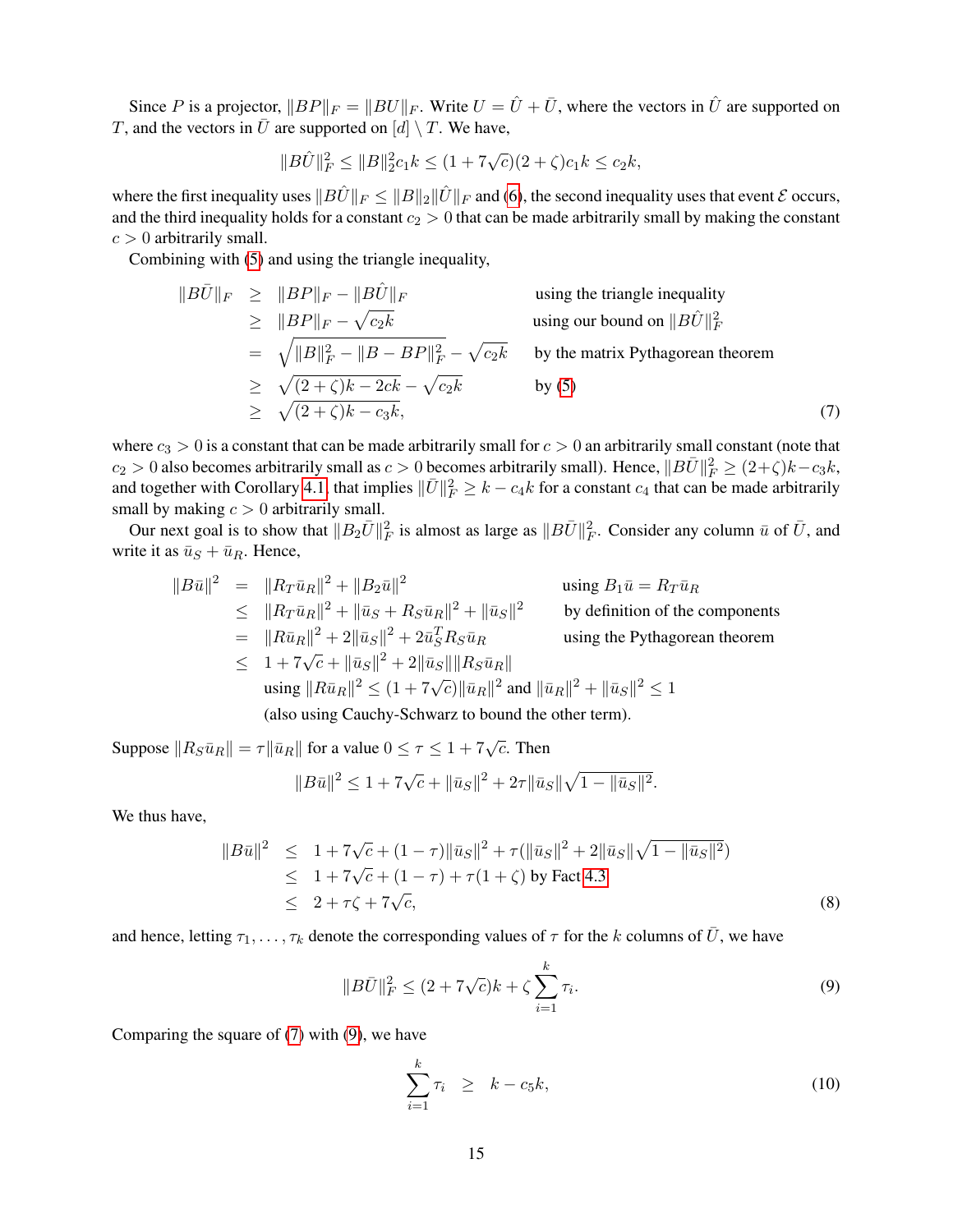Since $P$ is a projector, $\|BP\|_F = \|BU\|_F$. Write $U = \hat{U} + \bar{U}$, where the vectors in $\hat{U}$ are supported on $T$, and the vectors in $\bar{U}$ are supported on $[d] \setminus T$. We have,

$$\|B\hat{U}\|_F^2 \leq \|B\|_2^2 c_1 k \leq (1 + 7\sqrt{c})(2 + \zeta)c_1 k \leq c_2 k,$$

where the first inequality uses $\|B\hat{U}\|_F \leq \|B\|_2 \|\hat{U}\|_F$ and (6), the second inequality uses that event $\mathcal{E}$ occurs, and the third inequality holds for a constant $c_2 > 0$ that can be made arbitrarily small by making the constant $c > 0$ arbitrarily small.

Combining with (5) and using the triangle inequality,

$$\begin{aligned}
\|B\bar{U}\|_F &\geq \|BP\|_F - \|B\hat{U}\|_F && \text{using the triangle inequality} \\
&\geq \|BP\|_F - \sqrt{c_2 k} && \text{using our bound on } \|B\hat{U}\|_F^2 \\
&= \sqrt{\|B\|_F^2 - \|B - BP\|_F^2} - \sqrt{c_2 k} && \text{by the matrix Pythagorean theorem} \\
&\geq \sqrt{(2+\zeta)k - 2ck} - \sqrt{c_2 k} && \text{by (5)} \\
&\geq \sqrt{(2+\zeta)k - c_3 k}, && (7)
\end{aligned}$$

where $c_3 > 0$ is a constant that can be made arbitrarily small for $c > 0$ an arbitrarily small constant (note that $c_2 > 0$ also becomes arbitrarily small as $c > 0$ becomes arbitrarily small). Hence, $\|B\bar{U}\|_F^2 \geq (2+\zeta)k - c_3 k$, and together with Corollary 4.1, that implies $\|\bar{U}\|_F^2 \geq k - c_4 k$ for a constant $c_4$ that can be made arbitrarily small by making $c > 0$ arbitrarily small.

Our next goal is to show that $\|B_2 \bar{U}\|_F^2$ is almost as large as $\|B\bar{U}\|_F^2$. Consider any column $\bar{u}$ of $\bar{U}$, and write it as $\bar{u}_S + \bar{u}_R$. Hence,

$$\begin{aligned}
\|B\bar{u}\|^2 &= \|R_T \bar{u}_R\|^2 + \|B_2 \bar{u}\|^2 && \text{using } B_1 \bar{u} = R_T \bar{u}_R \\
&\leq \|R_T \bar{u}_R\|^2 + \|\bar{u}_S + R_S \bar{u}_R\|^2 + \|\bar{u}_S\|^2 && \text{by definition of the components} \\
&= \|R \bar{u}_R\|^2 + 2\|\bar{u}_S\|^2 + 2\bar{u}_S^T R_S \bar{u}_R && \text{using the Pythagorean theorem} \\
&\leq 1 + 7\sqrt{c} + \|\bar{u}_S\|^2 + 2\|\bar{u}_S\|\|R_S \bar{u}_R\|
\end{aligned}$$

using $\|R\bar{u}_R\|^2 \leq (1 + 7\sqrt{c})\|\bar{u}_R\|^2$ and $\|\bar{u}_R\|^2 + \|\bar{u}_S\|^2 \leq 1$
(also using Cauchy-Schwarz to bound the other term).

Suppose $\|R_S \bar{u}_R\| = \tau \|\bar{u}_R\|$ for a value $0 \leq \tau \leq 1 + 7\sqrt{c}$. Then

$$\|B\bar{u}\|^2 \leq 1 + 7\sqrt{c} + \|\bar{u}_S\|^2 + 2\tau\|\bar{u}_S\|\sqrt{1 - \|\bar{u}_S\|^2}.$$

We thus have,

$$\begin{aligned}
\|B\bar{u}\|^2 &\leq 1 + 7\sqrt{c} + (1-\tau)\|\bar{u}_S\|^2 + \tau(\|\bar{u}_S\|^2 + 2\|\bar{u}_S\|\sqrt{1 - \|\bar{u}_S\|^2}) \\
&\leq 1 + 7\sqrt{c} + (1-\tau) + \tau(1+\zeta) \text{ by Fact 4.3} \\
&\leq 2 + \tau\zeta + 7\sqrt{c}, && (8)
\end{aligned}$$

and hence, letting $\tau_1, \ldots, \tau_k$ denote the corresponding values of $\tau$ for the $k$ columns of $\bar{U}$, we have

$$\|B\bar{U}\|_F^2 \leq (2 + 7\sqrt{c})k + \zeta \sum_{i=1}^{k} \tau_i. \tag{9}$$

Comparing the square of (7) with (9), we have

$$\sum_{i=1}^{k} \tau_i \geq k - c_5 k, \tag{10}$$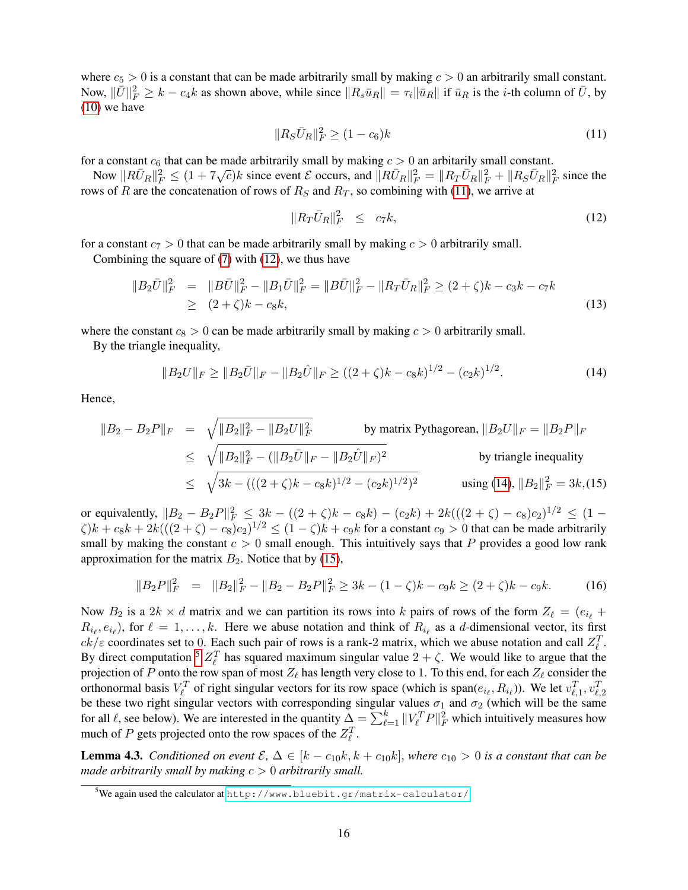where $c_5 > 0$ is a constant that can be made arbitrarily small by making $c > 0$ an arbitrarily small constant. Now, $\|\bar{U}\|_F^2 \geq k - c_4 k$ as shown above, while since $\|R_s \bar{u}_R\| = \tau_i \|\bar{u}_R\|$ if $\bar{u}_R$ is the $i$-th column of $\bar{U}$, by (10) we have

$$\|R_S \bar{U}_R\|_F^2 \geq (1 - c_6)k \tag{11}$$

for a constant $c_6$ that can be made arbitrarily small by making $c > 0$ an arbitarily small constant.

Now $\|R\bar{U}_R\|_F^2 \leq (1 + 7\sqrt{c})k$ since event $\mathcal{E}$ occurs, and $\|R\bar{U}_R\|_F^2 = \|R_T \bar{U}_R\|_F^2 + \|R_S \bar{U}_R\|_F^2$ since the rows of $R$ are the concatenation of rows of $R_S$ and $R_T$, so combining with (11), we arrive at

$$\|R_T \bar{U}_R\|_F^2 \quad \leq \quad c_7 k, \tag{12}$$

for a constant $c_7 > 0$ that can be made arbitrarily small by making $c > 0$ arbitrarily small.

Combining the square of (7) with (12), we thus have

$$\begin{aligned}
\|B_2 \bar{U}\|_F^2 &= \|B\bar{U}\|_F^2 - \|B_1 \bar{U}\|_F^2 = \|B\bar{U}\|_F^2 - \|R_T \bar{U}_R\|_F^2 \geq (2 + \zeta)k - c_3 k - c_7 k \\
&\geq (2 + \zeta)k - c_8 k,
\end{aligned} \tag{13}$$

where the constant $c_8 > 0$ can be made arbitrarily small by making $c > 0$ arbitrarily small.

By the triangle inequality,

$$\|B_2 U\|_F \geq \|B_2 \bar{U}\|_F - \|B_2 \hat{U}\|_F \geq ((2 + \zeta)k - c_8 k)^{1/2} - (c_2 k)^{1/2}. \tag{14}$$

Hence,

$$\begin{aligned}
\|B_2 - B_2 P\|_F &= \sqrt{\|B_2\|_F^2 - \|B_2 U\|_F^2} && \text{by matrix Pythagorean, } \|B_2 U\|_F = \|B_2 P\|_F \\
&\leq \sqrt{\|B_2\|_F^2 - (\|B_2 \bar{U}\|_F - \|B_2 \hat{U}\|_F)^2} && \text{by triangle inequality} \\
&\leq \sqrt{3k - (((2 + \zeta)k - c_8 k)^{1/2} - (c_2 k)^{1/2})^2} && \text{using (14), } \|B_2\|_F^2 = 3k,
\end{aligned} \tag{15}$$

or equivalently, $\|B_2 - B_2 P\|_F^2 \leq 3k - ((2 + \zeta)k - c_8 k) - (c_2 k) + 2k(((2 + \zeta) - c_8)c_2)^{1/2} \leq (1 - \zeta)k + c_8 k + 2k(((2 + \zeta) - c_8)c_2)^{1/2} \leq (1 - \zeta)k + c_9 k$ for a constant $c_9 > 0$ that can be made arbitrarily small by making the constant $c > 0$ small enough. This intuitively says that $P$ provides a good low rank approximation for the matrix $B_2$. Notice that by (15),

$$\|B_2 P\|_F^2 \quad = \quad \|B_2\|_F^2 - \|B_2 - B_2 P\|_F^2 \geq 3k - (1 - \zeta)k - c_9 k \geq (2 + \zeta)k - c_9 k. \tag{16}$$

Now $B_2$ is a $2k \times d$ matrix and we can partition its rows into $k$ pairs of rows of the form $Z_\ell = (e_{i_\ell} + R_{i_\ell}, e_{i_\ell})$, for $\ell = 1, \ldots, k$. Here we abuse notation and think of $R_{i_\ell}$ as a $d$-dimensional vector, its first $ck/\varepsilon$ coordinates set to 0. Each such pair of rows is a rank-2 matrix, which we abuse notation and call $Z_\ell^T$. By direct computation[5] $Z_\ell^T$ has squared maximum singular value $2 + \zeta$. We would like to argue that the projection of $P$ onto the row span of most $Z_\ell$ has length very close to 1. To this end, for each $Z_\ell$ consider the orthonormal basis $V_\ell^T$ of right singular vectors for its row space (which is $\text{span}(e_{i_\ell}, R_{i_\ell})$). We let $v_{\ell,1}^T, v_{\ell,2}^T$ be these two right singular vectors with corresponding singular values $\sigma_1$ and $\sigma_2$ (which will be the same for all $\ell$, see below). We are interested in the quantity $\Delta = \sum_{\ell=1}^k \|V_\ell^T P\|_F^2$ which intuitively measures how much of $P$ gets projected onto the row spaces of the $Z_\ell^T$.

**Lemma 4.3.** *Conditioned on event $\mathcal{E}$, $\Delta \in [k - c_{10}k, k + c_{10}k]$, where $c_{10} > 0$ is a constant that can be made arbitrarily small by making $c > 0$ arbitrarily small.*

[5] We again used the calculator at http://www.bluebit.gr/matrix-calculator/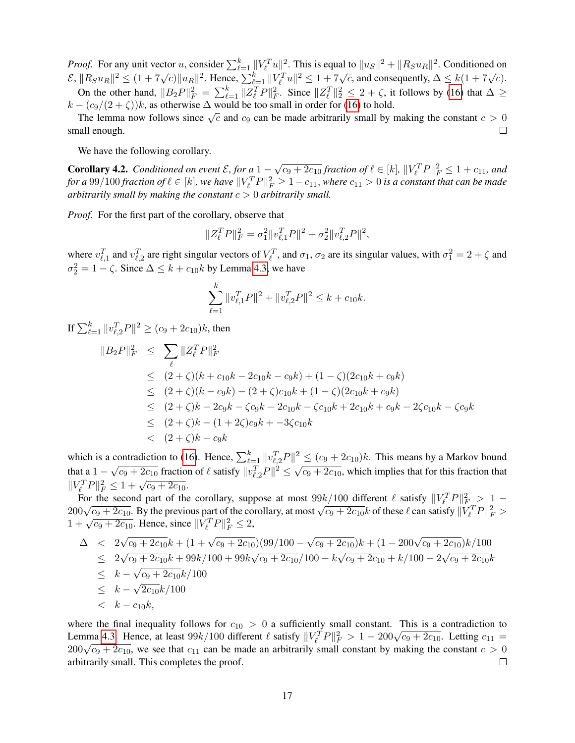*Proof.* For any unit vector $u$, consider $\sum_{\ell=1}^k \|V_\ell^T u\|^2$. This is equal to $\|u_S\|^2 + \|R_S u_R\|^2$. Conditioned on $\mathcal{E}$, $\|R_S u_R\|^2 \le (1+7\sqrt{c})\|u_R\|^2$. Hence, $\sum_{\ell=1}^k \|V_\ell^T u\|^2 \le 1 + 7\sqrt{c}$, and consequently, $\Delta \le k(1+7\sqrt{c})$.

On the other hand, $\|B_2 P\|_F^2 = \sum_{\ell=1}^k \|Z_\ell^T P\|_F^2$. Since $\|Z_\ell^T\|_2^2 \le 2+\zeta$, it follows by (16) that $\Delta \ge k - (c_9/(2+\zeta))k$, as otherwise $\Delta$ would be too small in order for (16) to hold.

The lemma now follows since $\sqrt{c}$ and $c_9$ can be made arbitrarily small by making the constant $c > 0$ small enough. ☐

We have the following corollary.

**Corollary 4.2.** *Conditioned on event $\mathcal{E}$, for a $1 - \sqrt{c_9 + 2c_{10}}$ fraction of $\ell \in [k]$, $\|V_\ell^T P\|_F^2 \le 1 + c_{11}$, and for a $99/100$ fraction of $\ell \in [k]$, we have $\|V_\ell^T P\|_F^2 \ge 1 - c_{11}$, where $c_{11} > 0$ is a constant that can be made arbitrarily small by making the constant $c > 0$ arbitrarily small.*

*Proof.* For the first part of the corollary, observe that

$$\|Z_\ell^T P\|_F^2 = \sigma_1^2 \|v_{\ell,1}^T P\|^2 + \sigma_2^2 \|v_{\ell,2}^T P\|^2,$$

where $v_{\ell,1}^T$ and $v_{\ell,2}^T$ are right singular vectors of $V_\ell^T$, and $\sigma_1, \sigma_2$ are its singular values, with $\sigma_1^2 = 2+\zeta$ and $\sigma_2^2 = 1-\zeta$. Since $\Delta \le k + c_{10}k$ by Lemma 4.3, we have

$$\sum_{\ell=1}^k \|v_{\ell,1}^T P\|^2 + \|v_{\ell,2}^T P\|^2 \le k + c_{10}k.$$

If $\sum_{\ell=1}^k \|v_{\ell,2}^T P\|^2 \ge (c_9 + 2c_{10})k$, then

$$\begin{aligned}
\|B_2 P\|_F^2 &\le \sum_\ell \|Z_\ell^T P\|_F^2 \\
&\le (2+\zeta)(k + c_{10}k - 2c_{10}k - c_9 k) + (1-\zeta)(2c_{10}k + c_9 k) \\
&\le (2+\zeta)(k - c_9 k) - (2+\zeta)c_{10}k + (1-\zeta)(2c_{10}k + c_9 k) \\
&\le (2+\zeta)k - 2c_9 k - \zeta c_9 k - 2c_{10}k - \zeta c_{10}k + 2c_{10}k + c_9 k - 2\zeta c_{10}k - \zeta c_9 k \\
&\le (2+\zeta)k - (1+2\zeta)c_9 k + -3\zeta c_{10}k \\
&< (2+\zeta)k - c_9 k
\end{aligned}$$

which is a contradiction to (16). Hence, $\sum_{\ell=1}^k \|v_{\ell,2}^T P\|^2 \le (c_9 + 2c_{10})k$. This means by a Markov bound that a $1 - \sqrt{c_9 + 2c_{10}}$ fraction of $\ell$ satisfy $\|v_{\ell,2}^T P\|^2 \le \sqrt{c_9 + 2c_{10}}$, which implies that for this fraction that $\|V_\ell^T P\|_F^2 \le 1 + \sqrt{c_9 + 2c_{10}}$.

For the second part of the corollary, suppose at most $99k/100$ different $\ell$ satisfy $\|V_\ell^T P\|_F^2 > 1 - 200\sqrt{c_9 + 2c_{10}}$. By the previous part of the corollary, at most $\sqrt{c_9 + 2c_{10}}k$ of these $\ell$ can satisfy $\|V_\ell^T P\|_F^2 > 1 + \sqrt{c_9 + 2c_{10}}$. Hence, since $\|V_\ell^T P\|_F^2 \le 2$,

$$\begin{aligned}
\Delta &< 2\sqrt{c_9 + 2c_{10}}k + (1 + \sqrt{c_9 + 2c_{10}})(99/100 - \sqrt{c_9 + 2c_{10}})k + (1 - 200\sqrt{c_9 + 2c_{10}})k/100 \\
&\le 2\sqrt{c_9 + 2c_{10}}k + 99k/100 + 99k\sqrt{c_9 + 2c_{10}}/100 - k\sqrt{c_9 + 2c_{10}} + k/100 - 2\sqrt{c_9 + 2c_{10}}k \\
&\le k - \sqrt{c_9 + 2c_{10}}k/100 \\
&\le k - \sqrt{2c_{10}}k/100 \\
&< k - c_{10}k,
\end{aligned}$$

where the final inequality follows for $c_{10} > 0$ a sufficiently small constant. This is a contradiction to Lemma 4.3. Hence, at least $99k/100$ different $\ell$ satisfy $\|V_\ell^T P\|_F^2 > 1 - 200\sqrt{c_9 + 2c_{10}}$. Letting $c_{11} = 200\sqrt{c_9 + 2c_{10}}$, we see that $c_{11}$ can be made an arbitrarily small constant by making the constant $c > 0$ arbitrarily small. This completes the proof. ☐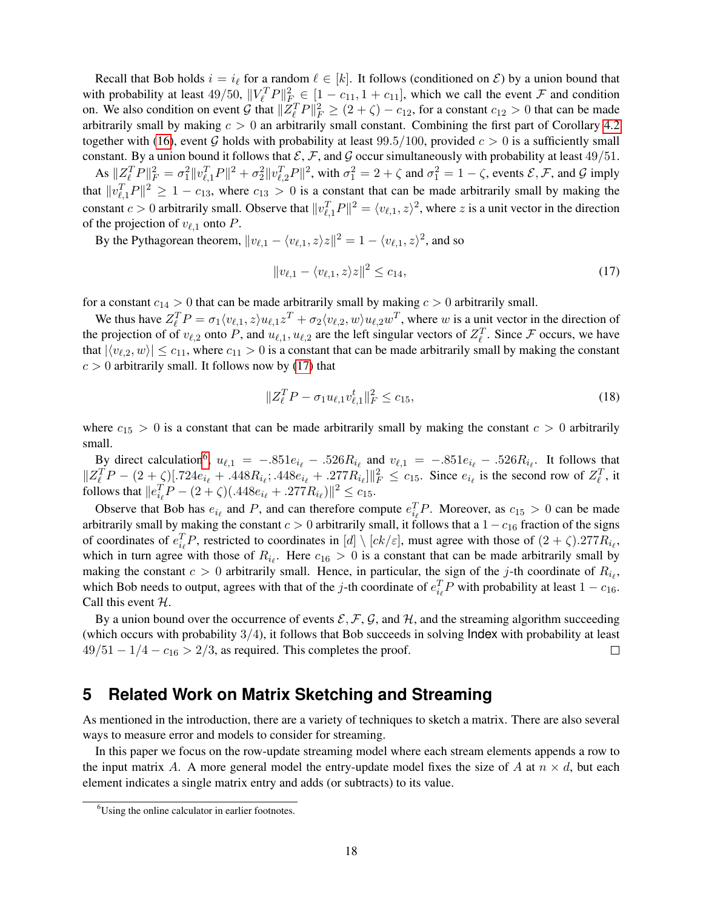Recall that Bob holds $i = i_\ell$ for a random $\ell \in [k]$. It follows (conditioned on $\mathcal{E}$) by a union bound that with probability at least $49/50$, $\|V_\ell^T P\|_F^2 \in [1 - c_{11}, 1 + c_{11}]$, which we call the event $\mathcal{F}$ and condition on. We also condition on event $\mathcal{G}$ that $\|Z_\ell^T P\|_F^2 \geq (2+\zeta) - c_{12}$, for a constant $c_{12} > 0$ that can be made arbitrarily small by making $c > 0$ an arbitrarily small constant. Combining the first part of Corollary 4.2 together with (16), event $\mathcal{G}$ holds with probability at least $99.5/100$, provided $c > 0$ is a sufficiently small constant. By a union bound it follows that $\mathcal{E}$, $\mathcal{F}$, and $\mathcal{G}$ occur simultaneously with probability at least $49/51$.

As $\|Z_\ell^T P\|_F^2 = \sigma_1^2 \|v_{\ell,1}^T P\|^2 + \sigma_2^2 \|v_{\ell,2}^T P\|^2$, with $\sigma_1^2 = 2 + \zeta$ and $\sigma_1^2 = 1 - \zeta$, events $\mathcal{E}, \mathcal{F}$, and $\mathcal{G}$ imply that $\|v_{\ell,1}^T P\|^2 \geq 1 - c_{13}$, where $c_{13} > 0$ is a constant that can be made arbitrarily small by making the constant $c > 0$ arbitrarily small. Observe that $\|v_{\ell,1}^T P\|^2 = \langle v_{\ell,1}, z\rangle^2$, where $z$ is a unit vector in the direction of the projection of $v_{\ell,1}$ onto $P$.

By the Pythagorean theorem, $\|v_{\ell,1} - \langle v_{\ell,1}, z\rangle z\|^2 = 1 - \langle v_{\ell,1}, z\rangle^2$, and so

$$\|v_{\ell,1} - \langle v_{\ell,1}, z\rangle z\|^2 \leq c_{14}, \tag{17}$$

for a constant $c_{14} > 0$ that can be made arbitrarily small by making $c > 0$ arbitrarily small.

We thus have $Z_\ell^T P = \sigma_1 \langle v_{\ell,1}, z\rangle u_{\ell,1} z^T + \sigma_2 \langle v_{\ell,2}, w\rangle u_{\ell,2} w^T$, where $w$ is a unit vector in the direction of the projection of of $v_{\ell,2}$ onto $P$, and $u_{\ell,1}, u_{\ell,2}$ are the left singular vectors of $Z_\ell^T$. Since $\mathcal{F}$ occurs, we have that $|\langle v_{\ell,2}, w\rangle| \leq c_{11}$, where $c_{11} > 0$ is a constant that can be made arbitrarily small by making the constant $c > 0$ arbitrarily small. It follows now by (17) that

$$\|Z_\ell^T P - \sigma_1 u_{\ell,1} v_{\ell,1}^t\|_F^2 \leq c_{15}, \tag{18}$$

where $c_{15} > 0$ is a constant that can be made arbitrarily small by making the constant $c > 0$ arbitrarily small.

By direct calculation[6], $u_{\ell,1} = -.851 e_{i_\ell} - .526 R_{i_\ell}$ and $v_{\ell,1} = -.851 e_{i_\ell} - .526 R_{i_\ell}$. It follows that $\|Z_\ell^T P - (2+\zeta)[.724 e_{i_\ell} + .448 R_{i_\ell}; .448 e_{i_\ell} + .277 R_{i_\ell}]\|_F^2 \leq c_{15}$. Since $e_{i_\ell}$ is the second row of $Z_\ell^T$, it follows that $\|e_{i_\ell}^T P - (2+\zeta)(.448 e_{i_\ell} + .277 R_{i_\ell})\|^2 \leq c_{15}$.

Observe that Bob has $e_{i_\ell}$ and $P$, and can therefore compute $e_{i_\ell}^T P$. Moreover, as $c_{15} > 0$ can be made arbitrarily small by making the constant $c > 0$ arbitrarily small, it follows that a $1 - c_{16}$ fraction of the signs of coordinates of $e_{i_\ell}^T P$, restricted to coordinates in $[d] \setminus [ck/\varepsilon]$, must agree with those of $(2+\zeta).277 R_{i_\ell}$, which in turn agree with those of $R_{i_\ell}$. Here $c_{16} > 0$ is a constant that can be made arbitrarily small by making the constant $c > 0$ arbitrarily small. Hence, in particular, the sign of the $j$-th coordinate of $R_{i_\ell}$, which Bob needs to output, agrees with that of the $j$-th coordinate of $e_{i_\ell}^T P$ with probability at least $1 - c_{16}$. Call this event $\mathcal{H}$.

By a union bound over the occurrence of events $\mathcal{E}, \mathcal{F}, \mathcal{G}$, and $\mathcal{H}$, and the streaming algorithm succeeding (which occurs with probability $3/4$), it follows that Bob succeeds in solving Index with probability at least $49/51 - 1/4 - c_{16} > 2/3$, as required. This completes the proof. □

# 5 Related Work on Matrix Sketching and Streaming

As mentioned in the introduction, there are a variety of techniques to sketch a matrix. There are also several ways to measure error and models to consider for streaming.

In this paper we focus on the row-update streaming model where each stream elements appends a row to the input matrix $A$. A more general model the entry-update model fixes the size of $A$ at $n \times d$, but each element indicates a single matrix entry and adds (or subtracts) to its value.

[6] Using the online calculator in earlier footnotes.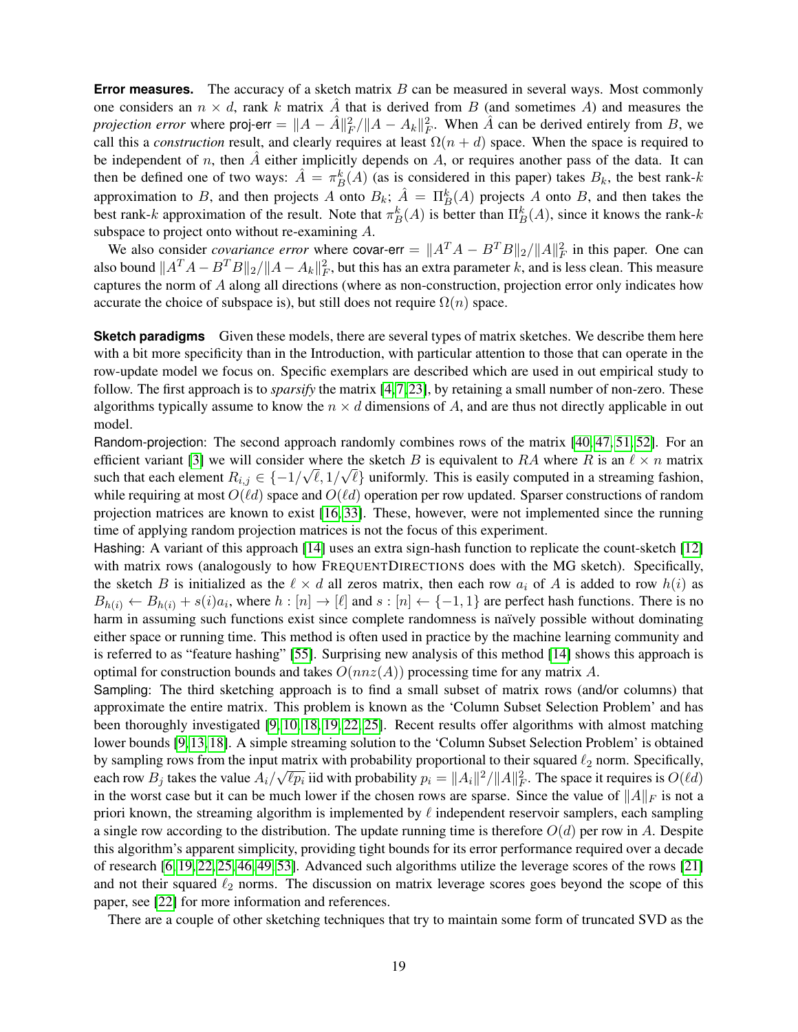**Error measures.** The accuracy of a sketch matrix $B$ can be measured in several ways. Most commonly one considers an $n \times d$, rank $k$ matrix $\hat{A}$ that is derived from $B$ (and sometimes $A$) and measures the *projection error* where $\text{proj-err} = \|A - \hat{A}\|_F^2 / \|A - A_k\|_F^2$. When $\hat{A}$ can be derived entirely from $B$, we call this a *construction* result, and clearly requires at least $\Omega(n + d)$ space. When the space is required to be independent of $n$, then $\hat{A}$ either implicitly depends on $A$, or requires another pass of the data. It can then be defined one of two ways: $\hat{A} = \pi_B^k(A)$ (as is considered in this paper) takes $B_k$, the best rank-$k$ approximation to $B$, and then projects $A$ onto $B_k$; $\hat{A} = \Pi_B^k(A)$ projects $A$ onto $B$, and then takes the best rank-$k$ approximation of the result. Note that $\pi_B^k(A)$ is better than $\Pi_B^k(A)$, since it knows the rank-$k$ subspace to project onto without re-examining $A$.

We also consider *covariance error* where $\text{covar-err} = \|A^T A - B^T B\|_2 / \|A\|_F^2$ in this paper. One can also bound $\|A^T A - B^T B\|_2 / \|A - A_k\|_F^2$, but this has an extra parameter $k$, and is less clean. This measure captures the norm of $A$ along all directions (where as non-construction, projection error only indicates how accurate the choice of subspace is), but still does not require $\Omega(n)$ space.

**Sketch paradigms** Given these models, there are several types of matrix sketches. We describe them here with a bit more specificity than in the Introduction, with particular attention to those that can operate in the row-update model we focus on. Specific exemplars are described which are used in out empirical study to follow. The first approach is to *sparsify* the matrix [4,7,23], by retaining a small number of non-zero. These algorithms typically assume to know the $n \times d$ dimensions of $A$, and are thus not directly applicable in out model.

Random-projection: The second approach randomly combines rows of the matrix [40,47,51,52]. For an efficient variant [3] we will consider where the sketch $B$ is equivalent to $RA$ where $R$ is an $\ell \times n$ matrix such that each element $R_{i,j} \in \{-1/\sqrt{\ell}, 1/\sqrt{\ell}\}$ uniformly. This is easily computed in a streaming fashion, while requiring at most $O(\ell d)$ space and $O(\ell d)$ operation per row updated. Sparser constructions of random projection matrices are known to exist [16,33]. These, however, were not implemented since the running time of applying random projection matrices is not the focus of this experiment.

Hashing: A variant of this approach [14] uses an extra sign-hash function to replicate the count-sketch [12] with matrix rows (analogously to how FREQUENTDIRECTIONS does with the MG sketch). Specifically, the sketch $B$ is initialized as the $\ell \times d$ all zeros matrix, then each row $a_i$ of $A$ is added to row $h(i)$ as $B_{h(i)} \leftarrow B_{h(i)} + s(i)a_i$, where $h : [n] \to [\ell]$ and $s : [n] \leftarrow \{-1, 1\}$ are perfect hash functions. There is no harm in assuming such functions exist since complete randomness is naïvely possible without dominating either space or running time. This method is often used in practice by the machine learning community and is referred to as "feature hashing" [55]. Surprising new analysis of this method [14] shows this approach is optimal for construction bounds and takes $O(nnz(A))$ processing time for any matrix $A$.

Sampling: The third sketching approach is to find a small subset of matrix rows (and/or columns) that approximate the entire matrix. This problem is known as the 'Column Subset Selection Problem' and has been thoroughly investigated [9,10,18,19,22,25]. Recent results offer algorithms with almost matching lower bounds [9,13,18]. A simple streaming solution to the 'Column Subset Selection Problem' is obtained by sampling rows from the input matrix with probability proportional to their squared $\ell_2$ norm. Specifically, each row $B_j$ takes the value $A_i/\sqrt{\ell p_i}$ iid with probability $p_i = \|A_i\|^2/\|A\|_F^2$. The space it requires is $O(\ell d)$ in the worst case but it can be much lower if the chosen rows are sparse. Since the value of $\|A\|_F$ is not a priori known, the streaming algorithm is implemented by $\ell$ independent reservoir samplers, each sampling a single row according to the distribution. The update running time is therefore $O(d)$ per row in $A$. Despite this algorithm's apparent simplicity, providing tight bounds for its error performance required over a decade of research [6,19,22,25,46,49,53]. Advanced such algorithms utilize the leverage scores of the rows [21] and not their squared $\ell_2$ norms. The discussion on matrix leverage scores goes beyond the scope of this paper, see [22] for more information and references.

There are a couple of other sketching techniques that try to maintain some form of truncated SVD as the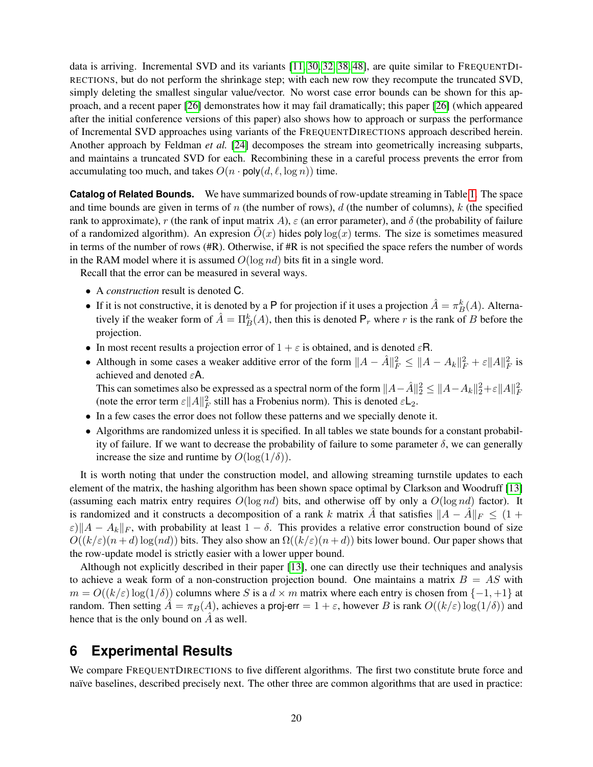data is arriving. Incremental SVD and its variants [11, 30, 32, 38, 48], are quite similar to FrequentDirections, but do not perform the shrinkage step; with each new row they recompute the truncated SVD, simply deleting the smallest singular value/vector. No worst case error bounds can be shown for this approach, and a recent paper [26] demonstrates how it may fail dramatically; this paper [26] (which appeared after the initial conference versions of this paper) also shows how to approach or surpass the performance of Incremental SVD approaches using variants of the FrequentDirections approach described herein. Another approach by Feldman *et al.* [24] decomposes the stream into geometrically increasing subparts, and maintains a truncated SVD for each. Recombining these in a careful process prevents the error from accumulating too much, and takes $O(n \cdot \mathsf{poly}(d, \ell, \log n))$ time.

**Catalog of Related Bounds.** We have summarized bounds of row-update streaming in Table 1. The space and time bounds are given in terms of $n$ (the number of rows), $d$ (the number of columns), $k$ (the specified rank to approximate), $r$ (the rank of input matrix $A$), $\varepsilon$ (an error parameter), and $\delta$ (the probability of failure of a randomized algorithm). An expresion $\tilde{O}(x)$ hides $\mathsf{poly}\log(x)$ terms. The size is sometimes measured in terms of the number of rows (#R). Otherwise, if #R is not specified the space refers the number of words in the RAM model where it is assumed $O(\log nd)$ bits fit in a single word.

Recall that the error can be measured in several ways.

- A *construction* result is denoted $\mathsf{C}$.
- If it is not constructive, it is denoted by a $\mathsf{P}$ for projection if it uses a projection $\hat{A} = \pi_B^k(A)$. Alternatively if the weaker form of $\hat{A} = \Pi_B^k(A)$, then this is denoted $\mathsf{P}_r$ where $r$ is the rank of $B$ before the projection.
- In most recent results a projection error of $1 + \varepsilon$ is obtained, and is denoted $\varepsilon\mathsf{R}$.
- Although in some cases a weaker additive error of the form $\|A - \hat{A}\|_F^2 \leq \|A - A_k\|_F^2 + \varepsilon\|A\|_F^2$ is achieved and denoted $\varepsilon\mathsf{A}$.
  This can sometimes also be expressed as a spectral norm of the form $\|A - \hat{A}\|_2^2 \leq \|A - A_k\|_2^2 + \varepsilon\|A\|_F^2$ (note the error term $\varepsilon\|A\|_F^2$ still has a Frobenius norm). This is denoted $\varepsilon\mathsf{L}_2$.
- In a few cases the error does not follow these patterns and we specially denote it.
- Algorithms are randomized unless it is specified. In all tables we state bounds for a constant probability of failure. If we want to decrease the probability of failure to some parameter $\delta$, we can generally increase the size and runtime by $O(\log(1/\delta))$.

It is worth noting that under the construction model, and allowing streaming turnstile updates to each element of the matrix, the hashing algorithm has been shown space optimal by Clarkson and Woodruff [13] (assuming each matrix entry requires $O(\log nd)$ bits, and otherwise off by only a $O(\log nd)$ factor). It is randomized and it constructs a decomposition of a rank $k$ matrix $\hat{A}$ that satisfies $\|A - \hat{A}\|_F \leq (1 + \varepsilon)\|A - A_k\|_F$, with probability at least $1 - \delta$. This provides a relative error construction bound of size $O((k/\varepsilon)(n + d)\log(nd))$ bits. They also show an $\Omega((k/\varepsilon)(n + d))$ bits lower bound. Our paper shows that the row-update model is strictly easier with a lower upper bound.

Although not explicitly described in their paper [13], one can directly use their techniques and analysis to achieve a weak form of a non-construction projection bound. One maintains a matrix $B = AS$ with $m = O((k/\varepsilon)\log(1/\delta))$ columns where $S$ is a $d \times m$ matrix where each entry is chosen from $\{-1, +1\}$ at random. Then setting $\hat{A} = \pi_B(A)$, achieves a $\mathsf{proj\text{-}err} = 1 + \varepsilon$, however $B$ is rank $O((k/\varepsilon)\log(1/\delta))$ and hence that is the only bound on $\hat{A}$ as well.

# 6 Experimental Results

We compare FrequentDirections to five different algorithms. The first two constitute brute force and naïve baselines, described precisely next. The other three are common algorithms that are used in practice: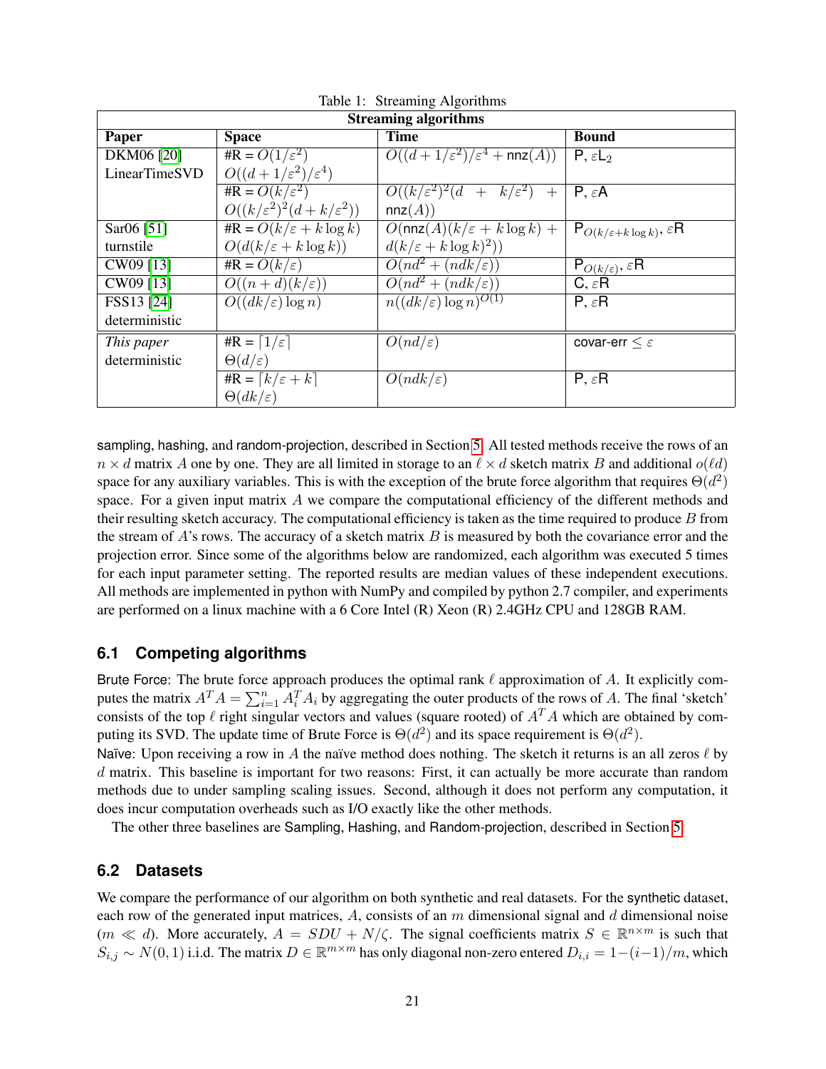Table 1: Streaming Algorithms

| Streaming algorithms | | | |
|---|---|---|---|
| **Paper** | **Space** | **Time** | **Bound** |
| DKM06 [20] LinearTimeSVD | #R = $O(1/\varepsilon^2)$ $O((d+1/\varepsilon^2)/\varepsilon^4)$ | $O((d+1/\varepsilon^2)/\varepsilon^4 + \mathsf{nnz}(A))$ | P, $\varepsilon$L$_2$ |
| | #R = $O(k/\varepsilon^2)$ $O((k/\varepsilon^2)^2(d+k/\varepsilon^2))$ | $O((k/\varepsilon^2)^2(d + k/\varepsilon^2) + \mathsf{nnz}(A))$ | P, $\varepsilon$A |
| Sar06 [51] turnstile | #R = $O(k/\varepsilon + k\log k)$ $O(d(k/\varepsilon + k\log k))$ | $O(\mathsf{nnz}(A)(k/\varepsilon + k\log k) + d(k/\varepsilon + k\log k)^2))$ | P$_{O(k/\varepsilon+k\log k)}$, $\varepsilon$R |
| CW09 [13] | #R = $O(k/\varepsilon)$ | $O(nd^2 + (ndk/\varepsilon))$ | P$_{O(k/\varepsilon)}$, $\varepsilon$R |
| CW09 [13] | $O((n+d)(k/\varepsilon))$ | $O(nd^2 + (ndk/\varepsilon))$ | C, $\varepsilon$R |
| FSS13 [24] deterministic | $O((dk/\varepsilon)\log n)$ | $n((dk/\varepsilon)\log n)^{O(1)}$ | P, $\varepsilon$R |
| *This paper* deterministic | #R = $\lceil 1/\varepsilon \rceil$ $\Theta(d/\varepsilon)$ | $O(nd/\varepsilon)$ | covar-err $\leq \varepsilon$ |
| | #R = $\lceil k/\varepsilon + k \rceil$ $\Theta(dk/\varepsilon)$ | $O(ndk/\varepsilon)$ | P, $\varepsilon$R |

sampling, hashing, and random-projection, described in Section 5. All tested methods receive the rows of an $n \times d$ matrix $A$ one by one. They are all limited in storage to an $\ell \times d$ sketch matrix $B$ and additional $o(\ell d)$ space for any auxiliary variables. This is with the exception of the brute force algorithm that requires $\Theta(d^2)$ space. For a given input matrix $A$ we compare the computational efficiency of the different methods and their resulting sketch accuracy. The computational efficiency is taken as the time required to produce $B$ from the stream of $A$'s rows. The accuracy of a sketch matrix $B$ is measured by both the covariance error and the projection error. Since some of the algorithms below are randomized, each algorithm was executed 5 times for each input parameter setting. The reported results are median values of these independent executions. All methods are implemented in python with NumPy and compiled by python 2.7 compiler, and experiments are performed on a linux machine with a 6 Core Intel (R) Xeon (R) 2.4GHz CPU and 128GB RAM.

## 6.1 Competing algorithms

Brute Force: The brute force approach produces the optimal rank $\ell$ approximation of $A$. It explicitly computes the matrix $A^T A = \sum_{i=1}^{n} A_i^T A_i$ by aggregating the outer products of the rows of $A$. The final 'sketch' consists of the top $\ell$ right singular vectors and values (square rooted) of $A^T A$ which are obtained by computing its SVD. The update time of Brute Force is $\Theta(d^2)$ and its space requirement is $\Theta(d^2)$.

Naïve: Upon receiving a row in $A$ the naïve method does nothing. The sketch it returns is an all zeros $\ell$ by $d$ matrix. This baseline is important for two reasons: First, it can actually be more accurate than random methods due to under sampling scaling issues. Second, although it does not perform any computation, it does incur computation overheads such as I/O exactly like the other methods.

The other three baselines are Sampling, Hashing, and Random-projection, described in Section 5.

## 6.2 Datasets

We compare the performance of our algorithm on both synthetic and real datasets. For the synthetic dataset, each row of the generated input matrices, $A$, consists of an $m$ dimensional signal and $d$ dimensional noise ($m \ll d$). More accurately, $A = SDU + N/\zeta$. The signal coefficients matrix $S \in \mathbb{R}^{n \times m}$ is such that $S_{i,j} \sim N(0,1)$ i.i.d. The matrix $D \in \mathbb{R}^{m \times m}$ has only diagonal non-zero entered $D_{i,i} = 1-(i-1)/m$, which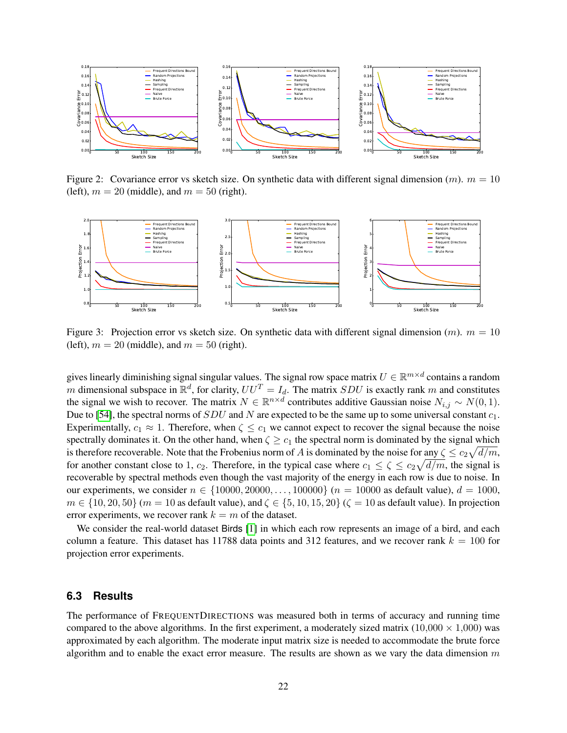Figure 2: Covariance error vs sketch size. On synthetic data with different signal dimension ($m$). $m = 10$ (left), $m = 20$ (middle), and $m = 50$ (right).

Figure 3: Projection error vs sketch size. On synthetic data with different signal dimension ($m$). $m = 10$ (left), $m = 20$ (middle), and $m = 50$ (right).

gives linearly diminishing signal singular values. The signal row space matrix $U \in \mathbb{R}^{m \times d}$ contains a random $m$ dimensional subspace in $\mathbb{R}^d$, for clarity, $UU^T = I_d$. The matrix $SDU$ is exactly rank $m$ and constitutes the signal we wish to recover. The matrix $N \in \mathbb{R}^{n \times d}$ contributes additive Gaussian noise $N_{i,j} \sim N(0, 1)$. Due to [54], the spectral norms of $SDU$ and $N$ are expected to be the same up to some universal constant $c_1$. Experimentally, $c_1 \approx 1$. Therefore, when $\zeta \leq c_1$ we cannot expect to recover the signal because the noise spectrally dominates it. On the other hand, when $\zeta \geq c_1$ the spectral norm is dominated by the signal which is therefore recoverable. Note that the Frobenius norm of $A$ is dominated by the noise for any $\zeta \leq c_2\sqrt{d/m}$, for another constant close to 1, $c_2$. Therefore, in the typical case where $c_1 \leq \zeta \leq c_2\sqrt{d/m}$, the signal is recoverable by spectral methods even though the vast majority of the energy in each row is due to noise. In our experiments, we consider $n \in \{10000, 20000, \ldots, 100000\}$ ($n = 10000$ as default value), $d = 1000$, $m \in \{10, 20, 50\}$ ($m = 10$ as default value), and $\zeta \in \{5, 10, 15, 20\}$ ($\zeta = 10$ as default value). In projection error experiments, we recover rank $k = m$ of the dataset.

We consider the real-world dataset Birds [1] in which each row represents an image of a bird, and each column a feature. This dataset has 11788 data points and 312 features, and we recover rank $k = 100$ for projection error experiments.

### 6.3 Results

The performance of FREQUENTDIRECTIONS was measured both in terms of accuracy and running time compared to the above algorithms. In the first experiment, a moderately sized matrix (10,000 $\times$ 1,000) was approximated by each algorithm. The moderate input matrix size is needed to accommodate the brute force algorithm and to enable the exact error measure. The results are shown as we vary the data dimension $m$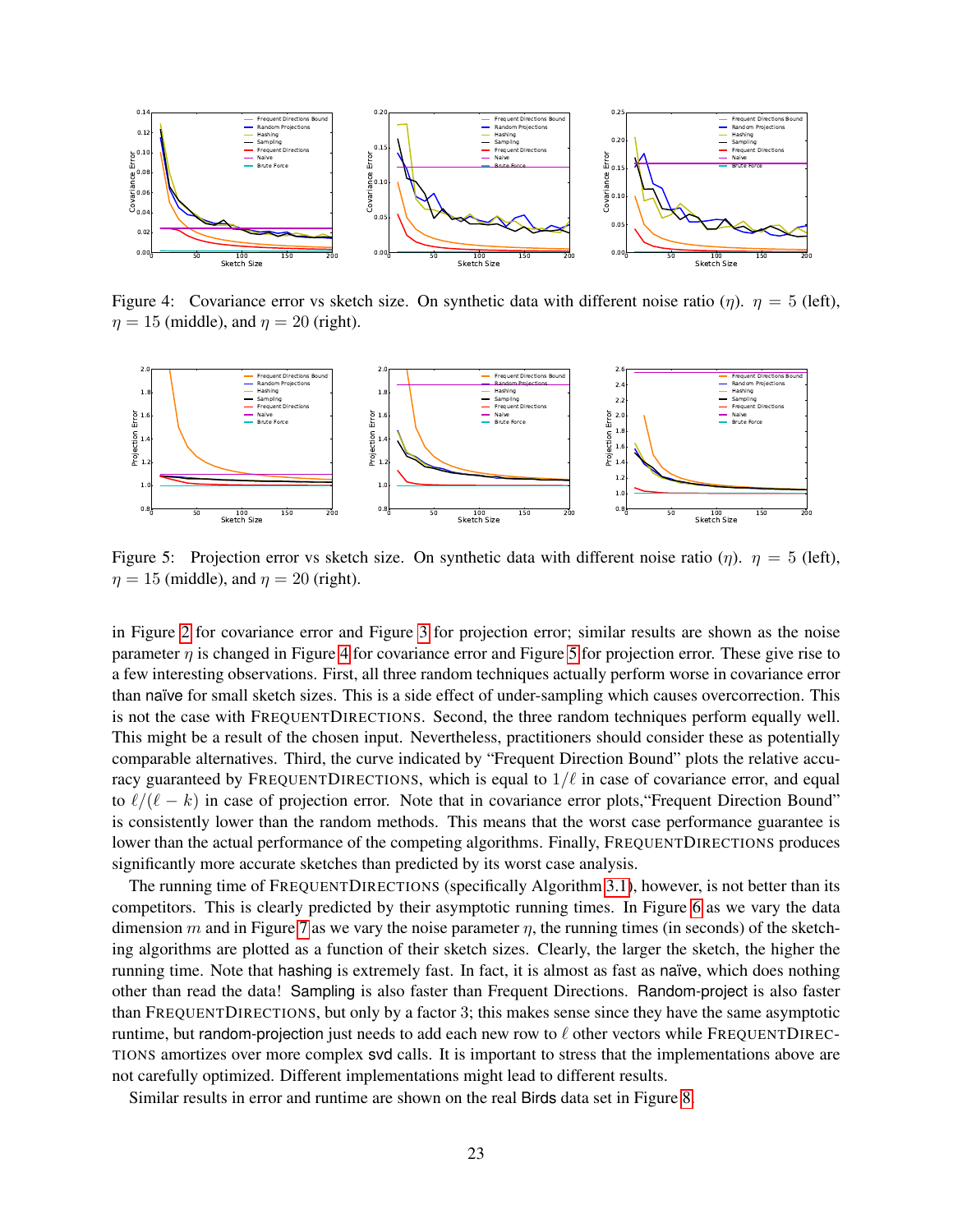Figure 4: Covariance error vs sketch size. On synthetic data with different noise ratio ($\eta$). $\eta = 5$ (left), $\eta = 15$ (middle), and $\eta = 20$ (right).

Figure 5: Projection error vs sketch size. On synthetic data with different noise ratio ($\eta$). $\eta = 5$ (left), $\eta = 15$ (middle), and $\eta = 20$ (right).

in Figure 2 for covariance error and Figure 3 for projection error; similar results are shown as the noise parameter $\eta$ is changed in Figure 4 for covariance error and Figure 5 for projection error. These give rise to a few interesting observations. First, all three random techniques actually perform worse in covariance error than naïve for small sketch sizes. This is a side effect of under-sampling which causes overcorrection. This is not the case with FREQUENTDIRECTIONS. Second, the three random techniques perform equally well. This might be a result of the chosen input. Nevertheless, practitioners should consider these as potentially comparable alternatives. Third, the curve indicated by "Frequent Direction Bound" plots the relative accuracy guaranteed by FREQUENTDIRECTIONS, which is equal to $1/\ell$ in case of covariance error, and equal to $\ell/(\ell - k)$ in case of projection error. Note that in covariance error plots,"Frequent Direction Bound" is consistently lower than the random methods. This means that the worst case performance guarantee is lower than the actual performance of the competing algorithms. Finally, FREQUENTDIRECTIONS produces significantly more accurate sketches than predicted by its worst case analysis.

The running time of FREQUENTDIRECTIONS (specifically Algorithm 3.1), however, is not better than its competitors. This is clearly predicted by their asymptotic running times. In Figure 6 as we vary the data dimension $m$ and in Figure 7 as we vary the noise parameter $\eta$, the running times (in seconds) of the sketching algorithms are plotted as a function of their sketch sizes. Clearly, the larger the sketch, the higher the running time. Note that hashing is extremely fast. In fact, it is almost as fast as naïve, which does nothing other than read the data! Sampling is also faster than Frequent Directions. Random-project is also faster than FREQUENTDIRECTIONS, but only by a factor 3; this makes sense since they have the same asymptotic runtime, but random-projection just needs to add each new row to $\ell$ other vectors while FREQUENTDIRECTIONS amortizes over more complex svd calls. It is important to stress that the implementations above are not carefully optimized. Different implementations might lead to different results.

Similar results in error and runtime are shown on the real Birds data set in Figure 8.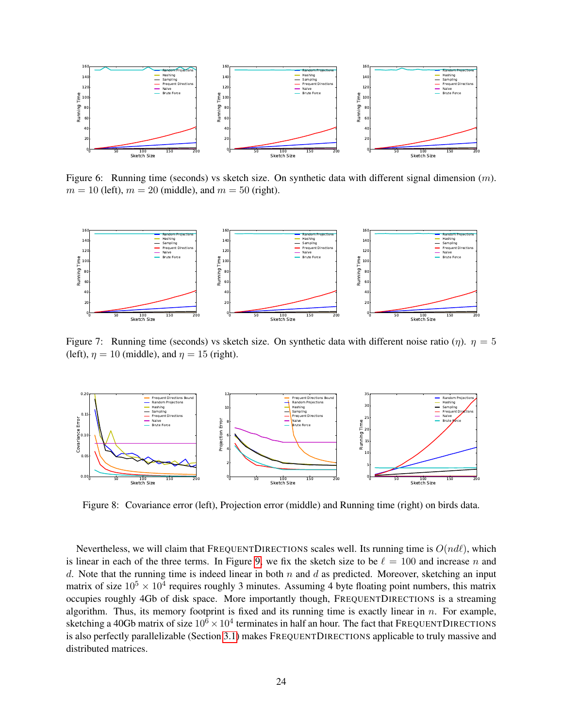Figure 6: Running time (seconds) vs sketch size. On synthetic data with different signal dimension ($m$). $m = 10$ (left), $m = 20$ (middle), and $m = 50$ (right).

Figure 7: Running time (seconds) vs sketch size. On synthetic data with different noise ratio ($\eta$). $\eta = 5$ (left), $\eta = 10$ (middle), and $\eta = 15$ (right).

Figure 8: Covariance error (left), Projection error (middle) and Running time (right) on birds data.

Nevertheless, we will claim that FREQUENTDIRECTIONS scales well. Its running time is $O(nd\ell)$, which is linear in each of the three terms. In Figure 9, we fix the sketch size to be $\ell = 100$ and increase $n$ and $d$. Note that the running time is indeed linear in both $n$ and $d$ as predicted. Moreover, sketching an input matrix of size $10^5 \times 10^4$ requires roughly 3 minutes. Assuming 4 byte floating point numbers, this matrix occupies roughly 4Gb of disk space. More importantly though, FREQUENTDIRECTIONS is a streaming algorithm. Thus, its memory footprint is fixed and its running time is exactly linear in $n$. For example, sketching a 40Gb matrix of size $10^6 \times 10^4$ terminates in half an hour. The fact that FREQUENTDIRECTIONS is also perfectly parallelizable (Section 3.1) makes FREQUENTDIRECTIONS applicable to truly massive and distributed matrices.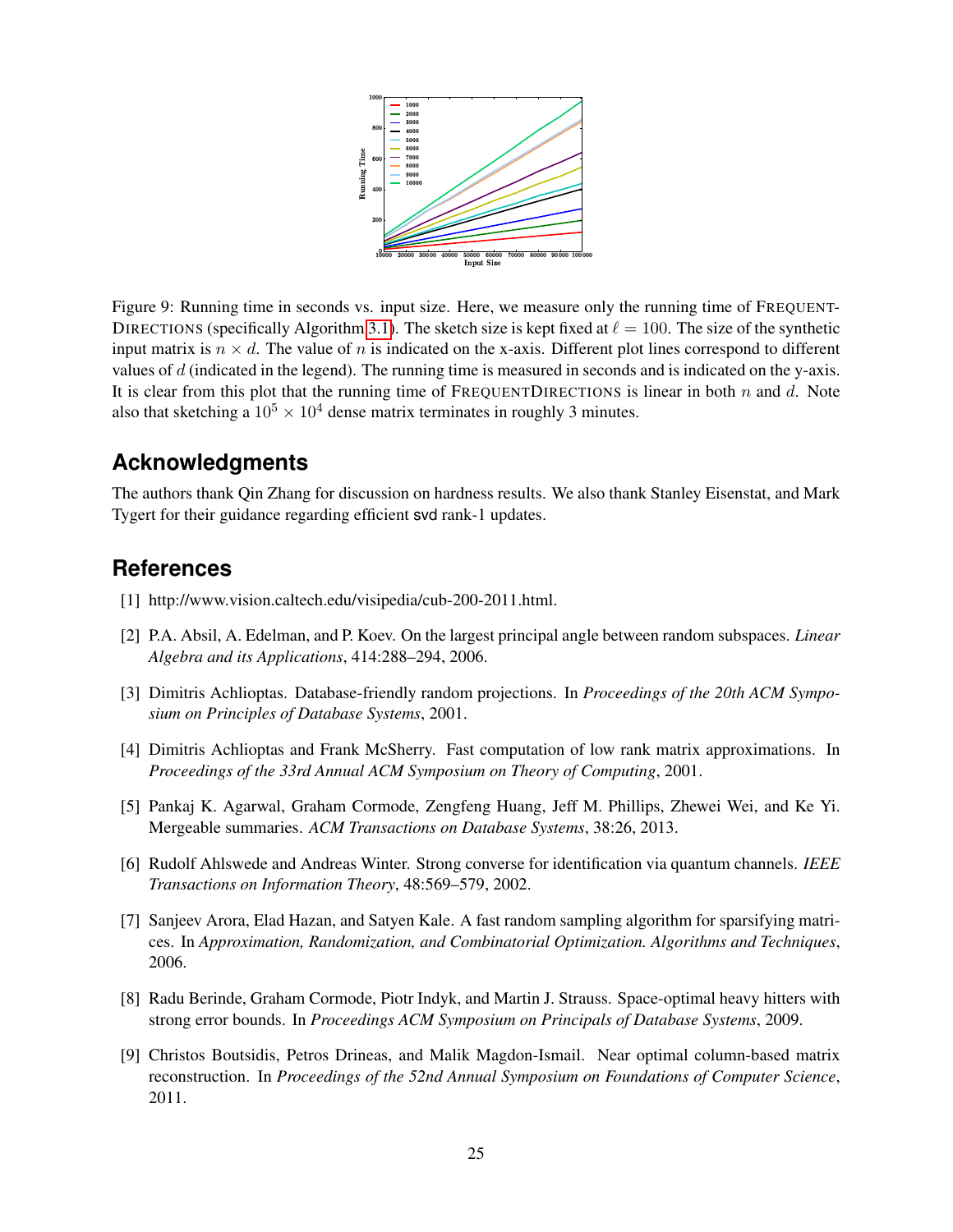Figure 9: Running time in seconds vs. input size. Here, we measure only the running time of FREQUENT-DIRECTIONS (specifically Algorithm 3.1). The sketch size is kept fixed at $\ell = 100$. The size of the synthetic input matrix is $n \times d$. The value of $n$ is indicated on the x-axis. Different plot lines correspond to different values of $d$ (indicated in the legend). The running time is measured in seconds and is indicated on the y-axis. It is clear from this plot that the running time of FREQUENTDIRECTIONS is linear in both $n$ and $d$. Note also that sketching a $10^5 \times 10^4$ dense matrix terminates in roughly 3 minutes.

## Acknowledgments

The authors thank Qin Zhang for discussion on hardness results. We also thank Stanley Eisenstat, and Mark Tygert for their guidance regarding efficient svd rank-1 updates.

## References

[1] http://www.vision.caltech.edu/visipedia/cub-200-2011.html.

[2] P.A. Absil, A. Edelman, and P. Koev. On the largest principal angle between random subspaces. *Linear Algebra and its Applications*, 414:288–294, 2006.

[3] Dimitris Achlioptas. Database-friendly random projections. In *Proceedings of the 20th ACM Symposium on Principles of Database Systems*, 2001.

[4] Dimitris Achlioptas and Frank McSherry. Fast computation of low rank matrix approximations. In *Proceedings of the 33rd Annual ACM Symposium on Theory of Computing*, 2001.

[5] Pankaj K. Agarwal, Graham Cormode, Zengfeng Huang, Jeff M. Phillips, Zhewei Wei, and Ke Yi. Mergeable summaries. *ACM Transactions on Database Systems*, 38:26, 2013.

[6] Rudolf Ahlswede and Andreas Winter. Strong converse for identification via quantum channels. *IEEE Transactions on Information Theory*, 48:569–579, 2002.

[7] Sanjeev Arora, Elad Hazan, and Satyen Kale. A fast random sampling algorithm for sparsifying matrices. In *Approximation, Randomization, and Combinatorial Optimization. Algorithms and Techniques*, 2006.

[8] Radu Berinde, Graham Cormode, Piotr Indyk, and Martin J. Strauss. Space-optimal heavy hitters with strong error bounds. In *Proceedings ACM Symposium on Principals of Database Systems*, 2009.

[9] Christos Boutsidis, Petros Drineas, and Malik Magdon-Ismail. Near optimal column-based matrix reconstruction. In *Proceedings of the 52nd Annual Symposium on Foundations of Computer Science*, 2011.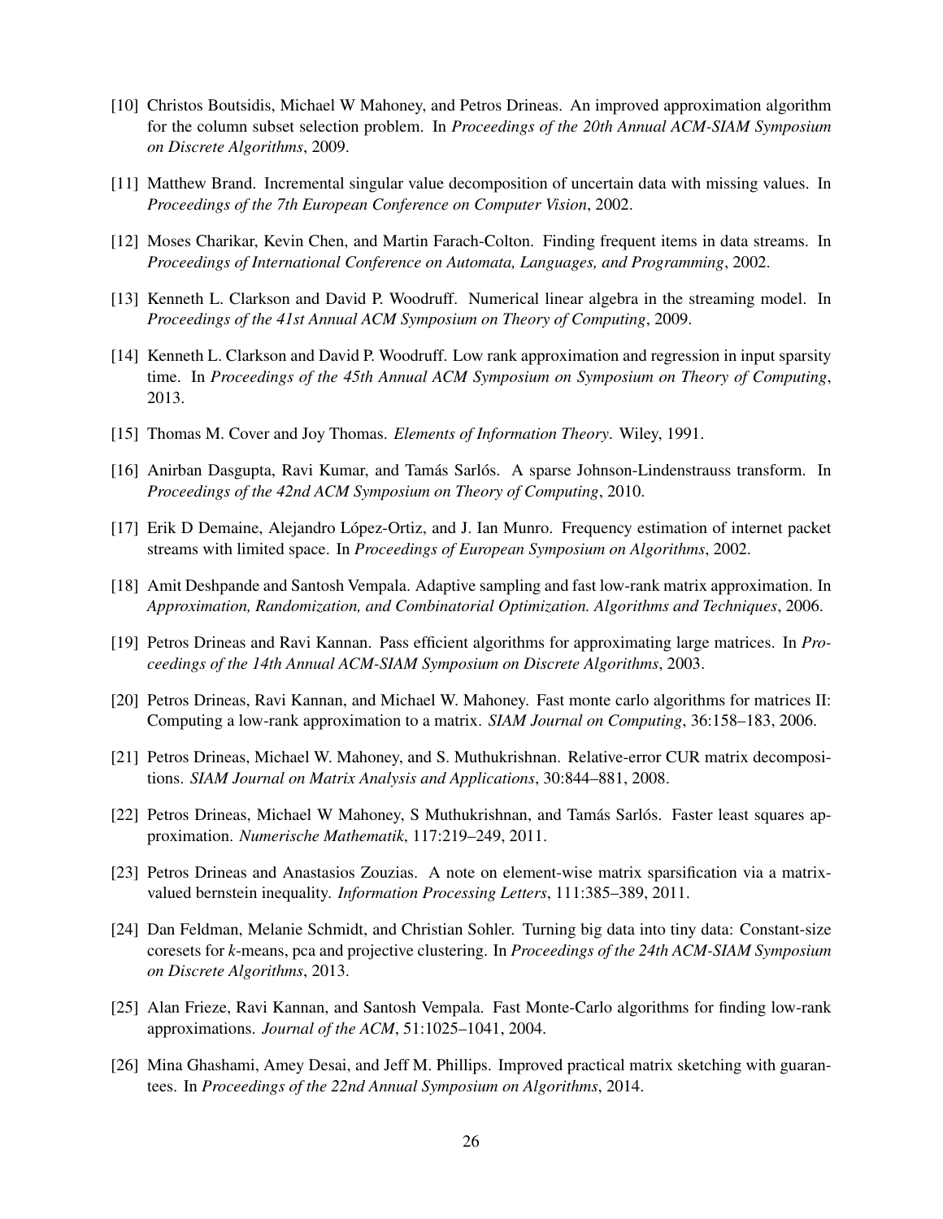[10] Christos Boutsidis, Michael W Mahoney, and Petros Drineas. An improved approximation algorithm for the column subset selection problem. In *Proceedings of the 20th Annual ACM-SIAM Symposium on Discrete Algorithms*, 2009.

[11] Matthew Brand. Incremental singular value decomposition of uncertain data with missing values. In *Proceedings of the 7th European Conference on Computer Vision*, 2002.

[12] Moses Charikar, Kevin Chen, and Martin Farach-Colton. Finding frequent items in data streams. In *Proceedings of International Conference on Automata, Languages, and Programming*, 2002.

[13] Kenneth L. Clarkson and David P. Woodruff. Numerical linear algebra in the streaming model. In *Proceedings of the 41st Annual ACM Symposium on Theory of Computing*, 2009.

[14] Kenneth L. Clarkson and David P. Woodruff. Low rank approximation and regression in input sparsity time. In *Proceedings of the 45th Annual ACM Symposium on Symposium on Theory of Computing*, 2013.

[15] Thomas M. Cover and Joy Thomas. *Elements of Information Theory*. Wiley, 1991.

[16] Anirban Dasgupta, Ravi Kumar, and Tamás Sarlós. A sparse Johnson-Lindenstrauss transform. In *Proceedings of the 42nd ACM Symposium on Theory of Computing*, 2010.

[17] Erik D Demaine, Alejandro López-Ortiz, and J. Ian Munro. Frequency estimation of internet packet streams with limited space. In *Proceedings of European Symposium on Algorithms*, 2002.

[18] Amit Deshpande and Santosh Vempala. Adaptive sampling and fast low-rank matrix approximation. In *Approximation, Randomization, and Combinatorial Optimization. Algorithms and Techniques*, 2006.

[19] Petros Drineas and Ravi Kannan. Pass efficient algorithms for approximating large matrices. In *Proceedings of the 14th Annual ACM-SIAM Symposium on Discrete Algorithms*, 2003.

[20] Petros Drineas, Ravi Kannan, and Michael W. Mahoney. Fast monte carlo algorithms for matrices II: Computing a low-rank approximation to a matrix. *SIAM Journal on Computing*, 36:158–183, 2006.

[21] Petros Drineas, Michael W. Mahoney, and S. Muthukrishnan. Relative-error CUR matrix decompositions. *SIAM Journal on Matrix Analysis and Applications*, 30:844–881, 2008.

[22] Petros Drineas, Michael W Mahoney, S Muthukrishnan, and Tamás Sarlós. Faster least squares approximation. *Numerische Mathematik*, 117:219–249, 2011.

[23] Petros Drineas and Anastasios Zouzias. A note on element-wise matrix sparsification via a matrix-valued bernstein inequality. *Information Processing Letters*, 111:385–389, 2011.

[24] Dan Feldman, Melanie Schmidt, and Christian Sohler. Turning big data into tiny data: Constant-size coresets for *k*-means, pca and projective clustering. In *Proceedings of the 24th ACM-SIAM Symposium on Discrete Algorithms*, 2013.

[25] Alan Frieze, Ravi Kannan, and Santosh Vempala. Fast Monte-Carlo algorithms for finding low-rank approximations. *Journal of the ACM*, 51:1025–1041, 2004.

[26] Mina Ghashami, Amey Desai, and Jeff M. Phillips. Improved practical matrix sketching with guarantees. In *Proceedings of the 22nd Annual Symposium on Algorithms*, 2014.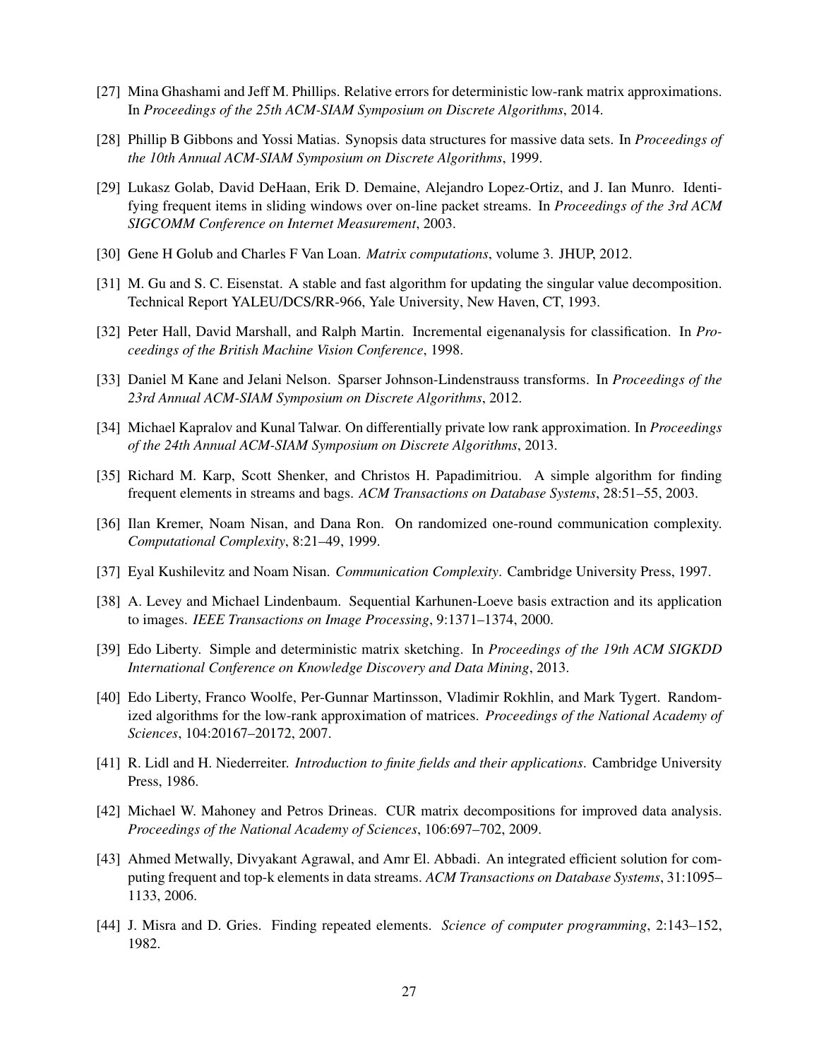[27] Mina Ghashami and Jeff M. Phillips. Relative errors for deterministic low-rank matrix approximations. In *Proceedings of the 25th ACM-SIAM Symposium on Discrete Algorithms*, 2014.

[28] Phillip B Gibbons and Yossi Matias. Synopsis data structures for massive data sets. In *Proceedings of the 10th Annual ACM-SIAM Symposium on Discrete Algorithms*, 1999.

[29] Lukasz Golab, David DeHaan, Erik D. Demaine, Alejandro Lopez-Ortiz, and J. Ian Munro. Identifying frequent items in sliding windows over on-line packet streams. In *Proceedings of the 3rd ACM SIGCOMM Conference on Internet Measurement*, 2003.

[30] Gene H Golub and Charles F Van Loan. *Matrix computations*, volume 3. JHUP, 2012.

[31] M. Gu and S. C. Eisenstat. A stable and fast algorithm for updating the singular value decomposition. Technical Report YALEU/DCS/RR-966, Yale University, New Haven, CT, 1993.

[32] Peter Hall, David Marshall, and Ralph Martin. Incremental eigenanalysis for classification. In *Proceedings of the British Machine Vision Conference*, 1998.

[33] Daniel M Kane and Jelani Nelson. Sparser Johnson-Lindenstrauss transforms. In *Proceedings of the 23rd Annual ACM-SIAM Symposium on Discrete Algorithms*, 2012.

[34] Michael Kapralov and Kunal Talwar. On differentially private low rank approximation. In *Proceedings of the 24th Annual ACM-SIAM Symposium on Discrete Algorithms*, 2013.

[35] Richard M. Karp, Scott Shenker, and Christos H. Papadimitriou. A simple algorithm for finding frequent elements in streams and bags. *ACM Transactions on Database Systems*, 28:51–55, 2003.

[36] Ilan Kremer, Noam Nisan, and Dana Ron. On randomized one-round communication complexity. *Computational Complexity*, 8:21–49, 1999.

[37] Eyal Kushilevitz and Noam Nisan. *Communication Complexity*. Cambridge University Press, 1997.

[38] A. Levey and Michael Lindenbaum. Sequential Karhunen-Loeve basis extraction and its application to images. *IEEE Transactions on Image Processing*, 9:1371–1374, 2000.

[39] Edo Liberty. Simple and deterministic matrix sketching. In *Proceedings of the 19th ACM SIGKDD International Conference on Knowledge Discovery and Data Mining*, 2013.

[40] Edo Liberty, Franco Woolfe, Per-Gunnar Martinsson, Vladimir Rokhlin, and Mark Tygert. Randomized algorithms for the low-rank approximation of matrices. *Proceedings of the National Academy of Sciences*, 104:20167–20172, 2007.

[41] R. Lidl and H. Niederreiter. *Introduction to finite fields and their applications*. Cambridge University Press, 1986.

[42] Michael W. Mahoney and Petros Drineas. CUR matrix decompositions for improved data analysis. *Proceedings of the National Academy of Sciences*, 106:697–702, 2009.

[43] Ahmed Metwally, Divyakant Agrawal, and Amr El. Abbadi. An integrated efficient solution for computing frequent and top-k elements in data streams. *ACM Transactions on Database Systems*, 31:1095–1133, 2006.

[44] J. Misra and D. Gries. Finding repeated elements. *Science of computer programming*, 2:143–152, 1982.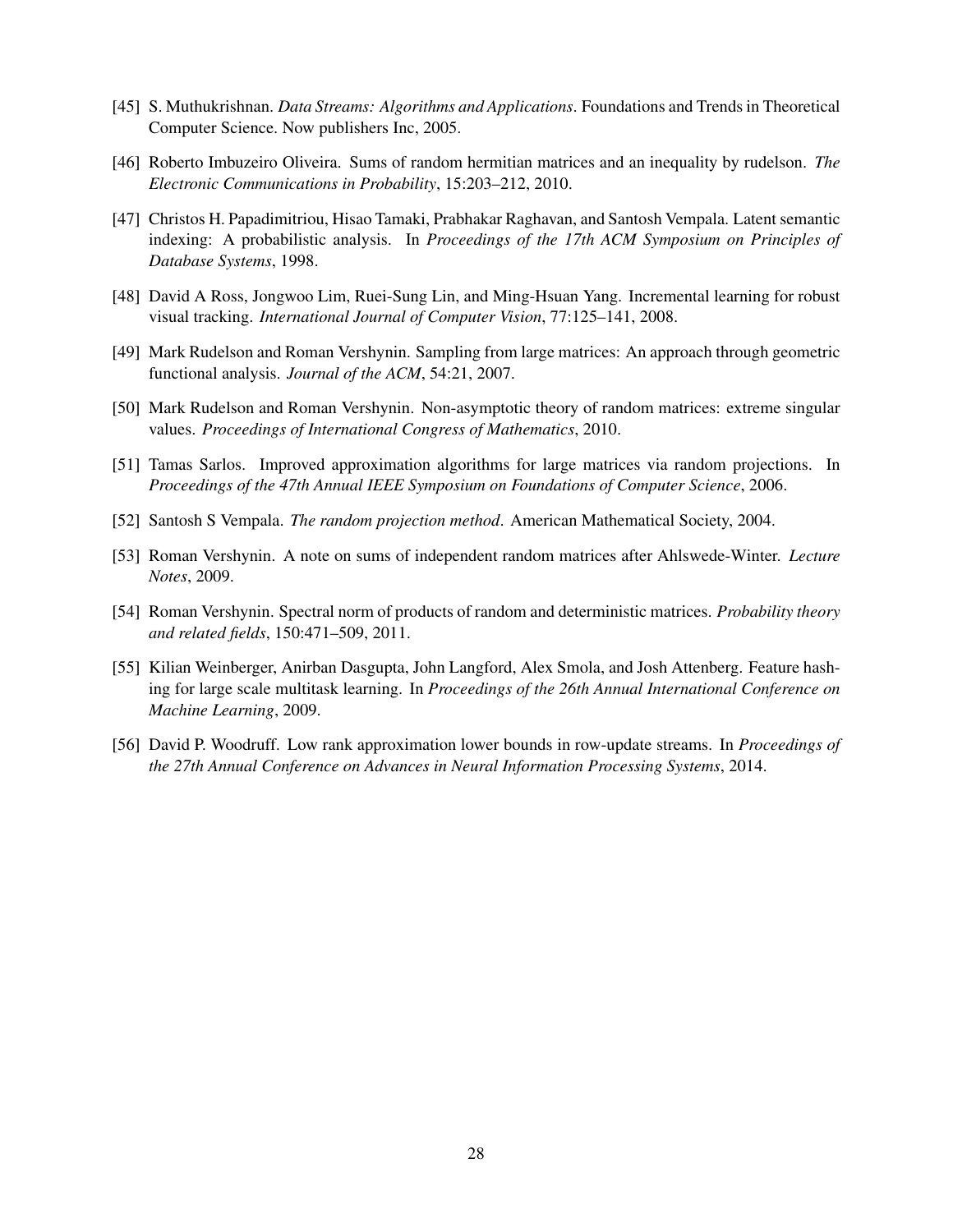[45] S. Muthukrishnan. *Data Streams: Algorithms and Applications*. Foundations and Trends in Theoretical Computer Science. Now publishers Inc, 2005.

[46] Roberto Imbuzeiro Oliveira. Sums of random hermitian matrices and an inequality by rudelson. *The Electronic Communications in Probability*, 15:203–212, 2010.

[47] Christos H. Papadimitriou, Hisao Tamaki, Prabhakar Raghavan, and Santosh Vempala. Latent semantic indexing: A probabilistic analysis. In *Proceedings of the 17th ACM Symposium on Principles of Database Systems*, 1998.

[48] David A Ross, Jongwoo Lim, Ruei-Sung Lin, and Ming-Hsuan Yang. Incremental learning for robust visual tracking. *International Journal of Computer Vision*, 77:125–141, 2008.

[49] Mark Rudelson and Roman Vershynin. Sampling from large matrices: An approach through geometric functional analysis. *Journal of the ACM*, 54:21, 2007.

[50] Mark Rudelson and Roman Vershynin. Non-asymptotic theory of random matrices: extreme singular values. *Proceedings of International Congress of Mathematics*, 2010.

[51] Tamas Sarlos. Improved approximation algorithms for large matrices via random projections. In *Proceedings of the 47th Annual IEEE Symposium on Foundations of Computer Science*, 2006.

[52] Santosh S Vempala. *The random projection method*. American Mathematical Society, 2004.

[53] Roman Vershynin. A note on sums of independent random matrices after Ahlswede-Winter. *Lecture Notes*, 2009.

[54] Roman Vershynin. Spectral norm of products of random and deterministic matrices. *Probability theory and related fields*, 150:471–509, 2011.

[55] Kilian Weinberger, Anirban Dasgupta, John Langford, Alex Smola, and Josh Attenberg. Feature hashing for large scale multitask learning. In *Proceedings of the 26th Annual International Conference on Machine Learning*, 2009.

[56] David P. Woodruff. Low rank approximation lower bounds in row-update streams. In *Proceedings of the 27th Annual Conference on Advances in Neural Information Processing Systems*, 2014.